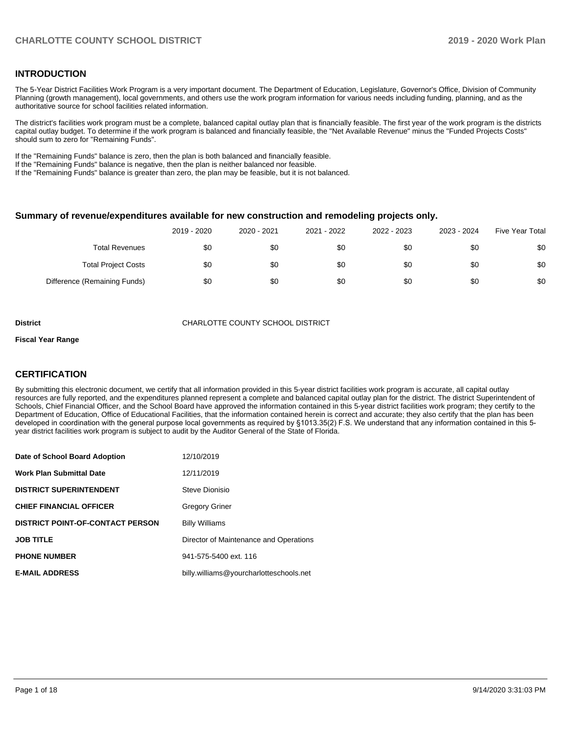## INTRODUCTION

The 5-Year District Facilities Work Program is a very important document. The Department of Education, Legislature, Governor's Office, Division of Community Planning (growth management), local governments, and others use the work program information for various needs including funding, planning, and as the authoritative source for school facilities related information.

The district's facilities work program must be a complete, balanced capital outlay plan that is financially feasible. The first year of the work program is the districts capital outlay budget. To determine if the work program is balanced and financially feasible, the "Net Available Revenue" minus the "Funded Projects Costs" should sum to zero for "Remaining Funds".

If the "Remaining Funds" balance is zero, then the plan is both balanced and financially feasible.
If the "Remaining Funds" balance is negative, then the plan is neither balanced nor feasible.
If the "Remaining Funds" balance is greater than zero, the plan may be feasible, but it is not balanced.

### Summary of revenue/expenditures available for new construction and remodeling projects only.

| | 2019 - 2020 | 2020 - 2021 | 2021 - 2022 | 2022 - 2023 | 2023 - 2024 | Five Year Total |
|---|---|---|---|---|---|---|
| Total Revenues | $0 | $0 | $0 | $0 | $0 | $0 |
| Total Project Costs | $0 | $0 | $0 | $0 | $0 | $0 |
| Difference (Remaining Funds) | $0 | $0 | $0 | $0 | $0 | $0 |

**District** CHARLOTTE COUNTY SCHOOL DISTRICT

**Fiscal Year Range**

## CERTIFICATION

By submitting this electronic document, we certify that all information provided in this 5-year district facilities work program is accurate, all capital outlay resources are fully reported, and the expenditures planned represent a complete and balanced capital outlay plan for the district. The district Superintendent of Schools, Chief Financial Officer, and the School Board have approved the information contained in this 5-year district facilities work program; they certify to the Department of Education, Office of Educational Facilities, that the information contained herein is correct and accurate; they also certify that the plan has been developed in coordination with the general purpose local governments as required by §1013.35(2) F.S. We understand that any information contained in this 5-year district facilities work program is subject to audit by the Auditor General of the State of Florida.

| | |
|---|---|
| **Date of School Board Adoption** | 12/10/2019 |
| **Work Plan Submittal Date** | 12/11/2019 |
| **DISTRICT SUPERINTENDENT** | Steve Dionisio |
| **CHIEF FINANCIAL OFFICER** | Gregory Griner |
| **DISTRICT POINT-OF-CONTACT PERSON** | Billy Williams |
| **JOB TITLE** | Director of Maintenance and Operations |
| **PHONE NUMBER** | 941-575-5400 ext. 116 |
| **E-MAIL ADDRESS** | billy.williams@yourcharlotteschools.net |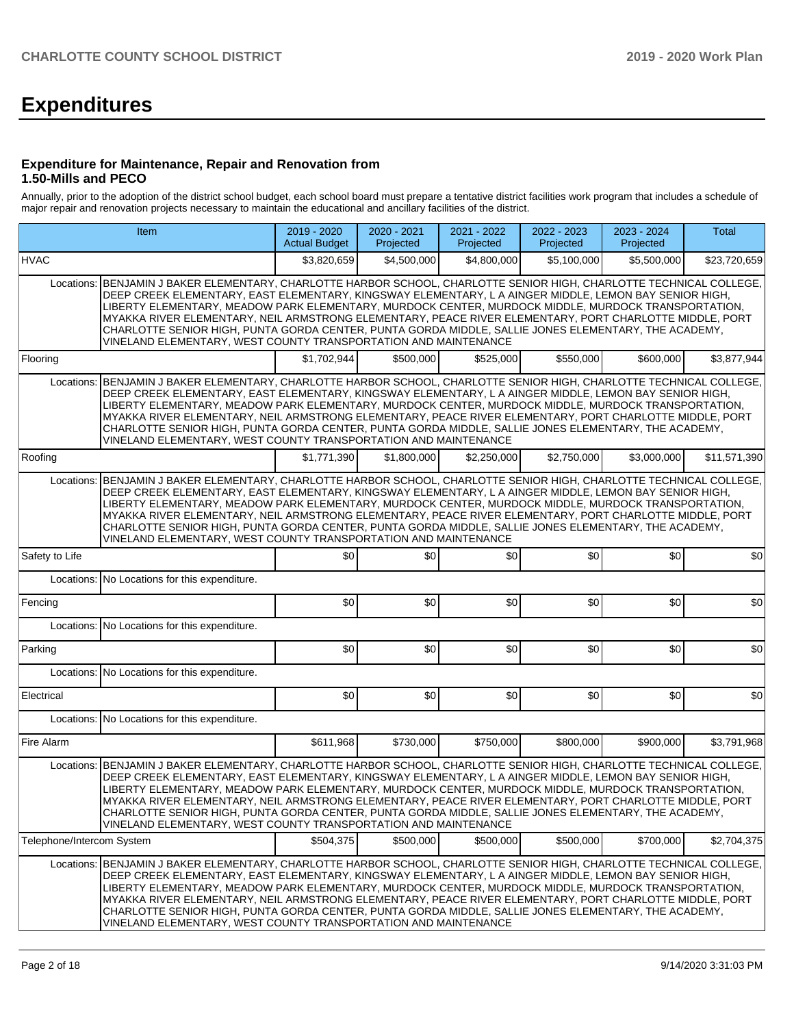# Expenditures

### Expenditure for Maintenance, Repair and Renovation from 1.50-Mills and PECO

Annually, prior to the adoption of the district school budget, each school board must prepare a tentative district facilities work program that includes a schedule of major repair and renovation projects necessary to maintain the educational and ancillary facilities of the district.

| Item | | 2019 - 2020 Actual Budget | 2020 - 2021 Projected | 2021 - 2022 Projected | 2022 - 2023 Projected | 2023 - 2024 Projected | Total |
|---|---|---|---|---|---|---|---|
| HVAC | | $3,820,659 | $4,500,000 | $4,800,000 | $5,100,000 | $5,500,000 | $23,720,659 |
| Locations: | BENJAMIN J BAKER ELEMENTARY, CHARLOTTE HARBOR SCHOOL, CHARLOTTE SENIOR HIGH, CHARLOTTE TECHNICAL COLLEGE, DEEP CREEK ELEMENTARY, EAST ELEMENTARY, KINGSWAY ELEMENTARY, L A AINGER MIDDLE, LEMON BAY SENIOR HIGH, LIBERTY ELEMENTARY, MEADOW PARK ELEMENTARY, MURDOCK CENTER, MURDOCK MIDDLE, MURDOCK TRANSPORTATION, MYAKKA RIVER ELEMENTARY, NEIL ARMSTRONG ELEMENTARY, PEACE RIVER ELEMENTARY, PORT CHARLOTTE MIDDLE, PORT CHARLOTTE SENIOR HIGH, PUNTA GORDA CENTER, PUNTA GORDA MIDDLE, SALLIE JONES ELEMENTARY, THE ACADEMY, VINELAND ELEMENTARY, WEST COUNTY TRANSPORTATION AND MAINTENANCE | | | | | | |
| Flooring | | $1,702,944 | $500,000 | $525,000 | $550,000 | $600,000 | $3,877,944 |
| Locations: | BENJAMIN J BAKER ELEMENTARY, CHARLOTTE HARBOR SCHOOL, CHARLOTTE SENIOR HIGH, CHARLOTTE TECHNICAL COLLEGE, DEEP CREEK ELEMENTARY, EAST ELEMENTARY, KINGSWAY ELEMENTARY, L A AINGER MIDDLE, LEMON BAY SENIOR HIGH, LIBERTY ELEMENTARY, MEADOW PARK ELEMENTARY, MURDOCK CENTER, MURDOCK MIDDLE, MURDOCK TRANSPORTATION, MYAKKA RIVER ELEMENTARY, NEIL ARMSTRONG ELEMENTARY, PEACE RIVER ELEMENTARY, PORT CHARLOTTE MIDDLE, PORT CHARLOTTE SENIOR HIGH, PUNTA GORDA CENTER, PUNTA GORDA MIDDLE, SALLIE JONES ELEMENTARY, THE ACADEMY, VINELAND ELEMENTARY, WEST COUNTY TRANSPORTATION AND MAINTENANCE | | | | | | |
| Roofing | | $1,771,390 | $1,800,000 | $2,250,000 | $2,750,000 | $3,000,000 | $11,571,390 |
| Locations: | BENJAMIN J BAKER ELEMENTARY, CHARLOTTE HARBOR SCHOOL, CHARLOTTE SENIOR HIGH, CHARLOTTE TECHNICAL COLLEGE, DEEP CREEK ELEMENTARY, EAST ELEMENTARY, KINGSWAY ELEMENTARY, L A AINGER MIDDLE, LEMON BAY SENIOR HIGH, LIBERTY ELEMENTARY, MEADOW PARK ELEMENTARY, MURDOCK CENTER, MURDOCK MIDDLE, MURDOCK TRANSPORTATION, MYAKKA RIVER ELEMENTARY, NEIL ARMSTRONG ELEMENTARY, PEACE RIVER ELEMENTARY, PORT CHARLOTTE MIDDLE, PORT CHARLOTTE SENIOR HIGH, PUNTA GORDA CENTER, PUNTA GORDA MIDDLE, SALLIE JONES ELEMENTARY, THE ACADEMY, VINELAND ELEMENTARY, WEST COUNTY TRANSPORTATION AND MAINTENANCE | | | | | | |
| Safety to Life | | $0 | $0 | $0 | $0 | $0 | $0 |
| Locations: | No Locations for this expenditure. | | | | | | |
| Fencing | | $0 | $0 | $0 | $0 | $0 | $0 |
| Locations: | No Locations for this expenditure. | | | | | | |
| Parking | | $0 | $0 | $0 | $0 | $0 | $0 |
| Locations: | No Locations for this expenditure. | | | | | | |
| Electrical | | $0 | $0 | $0 | $0 | $0 | $0 |
| Locations: | No Locations for this expenditure. | | | | | | |
| Fire Alarm | | $611,968 | $730,000 | $750,000 | $800,000 | $900,000 | $3,791,968 |
| Locations: | BENJAMIN J BAKER ELEMENTARY, CHARLOTTE HARBOR SCHOOL, CHARLOTTE SENIOR HIGH, CHARLOTTE TECHNICAL COLLEGE, DEEP CREEK ELEMENTARY, EAST ELEMENTARY, KINGSWAY ELEMENTARY, L A AINGER MIDDLE, LEMON BAY SENIOR HIGH, LIBERTY ELEMENTARY, MEADOW PARK ELEMENTARY, MURDOCK CENTER, MURDOCK MIDDLE, MURDOCK TRANSPORTATION, MYAKKA RIVER ELEMENTARY, NEIL ARMSTRONG ELEMENTARY, PEACE RIVER ELEMENTARY, PORT CHARLOTTE MIDDLE, PORT CHARLOTTE SENIOR HIGH, PUNTA GORDA CENTER, PUNTA GORDA MIDDLE, SALLIE JONES ELEMENTARY, THE ACADEMY, VINELAND ELEMENTARY, WEST COUNTY TRANSPORTATION AND MAINTENANCE | | | | | | |
| Telephone/Intercom System | | $504,375 | $500,000 | $500,000 | $500,000 | $700,000 | $2,704,375 |
| Locations: | BENJAMIN J BAKER ELEMENTARY, CHARLOTTE HARBOR SCHOOL, CHARLOTTE SENIOR HIGH, CHARLOTTE TECHNICAL COLLEGE, DEEP CREEK ELEMENTARY, EAST ELEMENTARY, KINGSWAY ELEMENTARY, L A AINGER MIDDLE, LEMON BAY SENIOR HIGH, LIBERTY ELEMENTARY, MEADOW PARK ELEMENTARY, MURDOCK CENTER, MURDOCK MIDDLE, MURDOCK TRANSPORTATION, MYAKKA RIVER ELEMENTARY, NEIL ARMSTRONG ELEMENTARY, PEACE RIVER ELEMENTARY, PORT CHARLOTTE MIDDLE, PORT CHARLOTTE SENIOR HIGH, PUNTA GORDA CENTER, PUNTA GORDA MIDDLE, SALLIE JONES ELEMENTARY, THE ACADEMY, VINELAND ELEMENTARY, WEST COUNTY TRANSPORTATION AND MAINTENANCE | | | | | | |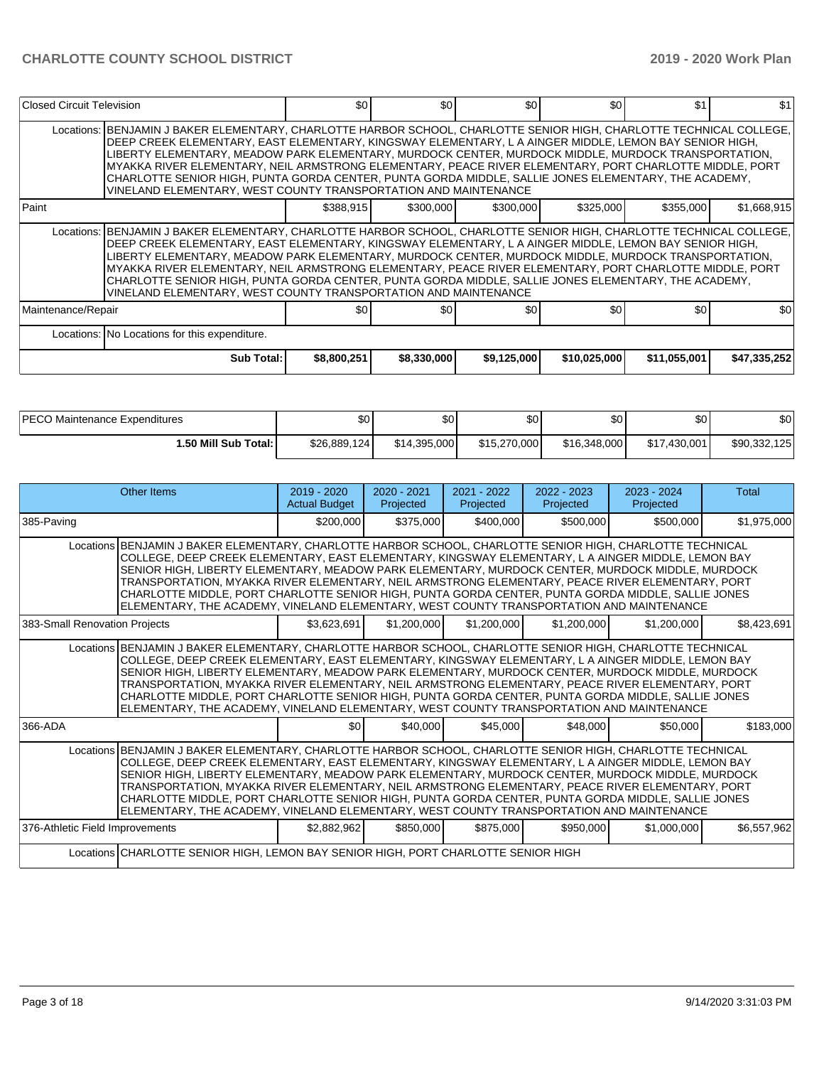| Closed Circuit Television | | $0 | $0 | $0 | $0 | $1 | $1 |
|---|---|---|---|---|---|---|---|
| Locations: | BENJAMIN J BAKER ELEMENTARY, CHARLOTTE HARBOR SCHOOL, CHARLOTTE SENIOR HIGH, CHARLOTTE TECHNICAL COLLEGE, DEEP CREEK ELEMENTARY, EAST ELEMENTARY, KINGSWAY ELEMENTARY, L A AINGER MIDDLE, LEMON BAY SENIOR HIGH, LIBERTY ELEMENTARY, MEADOW PARK ELEMENTARY, MURDOCK CENTER, MURDOCK MIDDLE, MURDOCK TRANSPORTATION, MYAKKA RIVER ELEMENTARY, NEIL ARMSTRONG ELEMENTARY, PEACE RIVER ELEMENTARY, PORT CHARLOTTE MIDDLE, PORT CHARLOTTE SENIOR HIGH, PUNTA GORDA CENTER, PUNTA GORDA MIDDLE, SALLIE JONES ELEMENTARY, THE ACADEMY, VINELAND ELEMENTARY, WEST COUNTY TRANSPORTATION AND MAINTENANCE | | | | | | |
| Paint | | $388,915 | $300,000 | $300,000 | $325,000 | $355,000 | $1,668,915 |
| Locations: | BENJAMIN J BAKER ELEMENTARY, CHARLOTTE HARBOR SCHOOL, CHARLOTTE SENIOR HIGH, CHARLOTTE TECHNICAL COLLEGE, DEEP CREEK ELEMENTARY, EAST ELEMENTARY, KINGSWAY ELEMENTARY, L A AINGER MIDDLE, LEMON BAY SENIOR HIGH, LIBERTY ELEMENTARY, MEADOW PARK ELEMENTARY, MURDOCK CENTER, MURDOCK MIDDLE, MURDOCK TRANSPORTATION, MYAKKA RIVER ELEMENTARY, NEIL ARMSTRONG ELEMENTARY, PEACE RIVER ELEMENTARY, PORT CHARLOTTE MIDDLE, PORT CHARLOTTE SENIOR HIGH, PUNTA GORDA CENTER, PUNTA GORDA MIDDLE, SALLIE JONES ELEMENTARY, THE ACADEMY, VINELAND ELEMENTARY, WEST COUNTY TRANSPORTATION AND MAINTENANCE | | | | | | |
| Maintenance/Repair | | $0 | $0 | $0 | $0 | $0 | $0 |
| Locations: | No Locations for this expenditure. | | | | | | |
| | **Sub Total:** | **$8,800,251** | **$8,330,000** | **$9,125,000** | **$10,025,000** | **$11,055,001** | **$47,335,252** |

| PECO Maintenance Expenditures | $0 | $0 | $0 | $0 | $0 | $0 |
|---|---|---|---|---|---|---|
| **1.50 Mill Sub Total:** | $26,889,124 | $14,395,000 | $15,270,000 | $16,348,000 | $17,430,001 | $90,332,125 |

| Other Items | | 2019 - 2020 Actual Budget | 2020 - 2021 Projected | 2021 - 2022 Projected | 2022 - 2023 Projected | 2023 - 2024 Projected | Total |
|---|---|---|---|---|---|---|---|
| 385-Paving | | $200,000 | $375,000 | $400,000 | $500,000 | $500,000 | $1,975,000 |
| Locations | BENJAMIN J BAKER ELEMENTARY, CHARLOTTE HARBOR SCHOOL, CHARLOTTE SENIOR HIGH, CHARLOTTE TECHNICAL COLLEGE, DEEP CREEK ELEMENTARY, EAST ELEMENTARY, KINGSWAY ELEMENTARY, L A AINGER MIDDLE, LEMON BAY SENIOR HIGH, LIBERTY ELEMENTARY, MEADOW PARK ELEMENTARY, MURDOCK CENTER, MURDOCK MIDDLE, MURDOCK TRANSPORTATION, MYAKKA RIVER ELEMENTARY, NEIL ARMSTRONG ELEMENTARY, PEACE RIVER ELEMENTARY, PORT CHARLOTTE MIDDLE, PORT CHARLOTTE SENIOR HIGH, PUNTA GORDA CENTER, PUNTA GORDA MIDDLE, SALLIE JONES ELEMENTARY, THE ACADEMY, VINELAND ELEMENTARY, WEST COUNTY TRANSPORTATION AND MAINTENANCE | | | | | | |
| 383-Small Renovation Projects | | $3,623,691 | $1,200,000 | $1,200,000 | $1,200,000 | $1,200,000 | $8,423,691 |
| Locations | BENJAMIN J BAKER ELEMENTARY, CHARLOTTE HARBOR SCHOOL, CHARLOTTE SENIOR HIGH, CHARLOTTE TECHNICAL COLLEGE, DEEP CREEK ELEMENTARY, EAST ELEMENTARY, KINGSWAY ELEMENTARY, L A AINGER MIDDLE, LEMON BAY SENIOR HIGH, LIBERTY ELEMENTARY, MEADOW PARK ELEMENTARY, MURDOCK CENTER, MURDOCK MIDDLE, MURDOCK TRANSPORTATION, MYAKKA RIVER ELEMENTARY, NEIL ARMSTRONG ELEMENTARY, PEACE RIVER ELEMENTARY, PORT CHARLOTTE MIDDLE, PORT CHARLOTTE SENIOR HIGH, PUNTA GORDA CENTER, PUNTA GORDA MIDDLE, SALLIE JONES ELEMENTARY, THE ACADEMY, VINELAND ELEMENTARY, WEST COUNTY TRANSPORTATION AND MAINTENANCE | | | | | | |
| 366-ADA | | $0 | $40,000 | $45,000 | $48,000 | $50,000 | $183,000 |
| Locations | BENJAMIN J BAKER ELEMENTARY, CHARLOTTE HARBOR SCHOOL, CHARLOTTE SENIOR HIGH, CHARLOTTE TECHNICAL COLLEGE, DEEP CREEK ELEMENTARY, EAST ELEMENTARY, KINGSWAY ELEMENTARY, L A AINGER MIDDLE, LEMON BAY SENIOR HIGH, LIBERTY ELEMENTARY, MEADOW PARK ELEMENTARY, MURDOCK CENTER, MURDOCK MIDDLE, MURDOCK TRANSPORTATION, MYAKKA RIVER ELEMENTARY, NEIL ARMSTRONG ELEMENTARY, PEACE RIVER ELEMENTARY, PORT CHARLOTTE MIDDLE, PORT CHARLOTTE SENIOR HIGH, PUNTA GORDA CENTER, PUNTA GORDA MIDDLE, SALLIE JONES ELEMENTARY, THE ACADEMY, VINELAND ELEMENTARY, WEST COUNTY TRANSPORTATION AND MAINTENANCE | | | | | | |
| 376-Athletic Field Improvements | | $2,882,962 | $850,000 | $875,000 | $950,000 | $1,000,000 | $6,557,962 |
| Locations | CHARLOTTE SENIOR HIGH, LEMON BAY SENIOR HIGH, PORT CHARLOTTE SENIOR HIGH | | | | | | |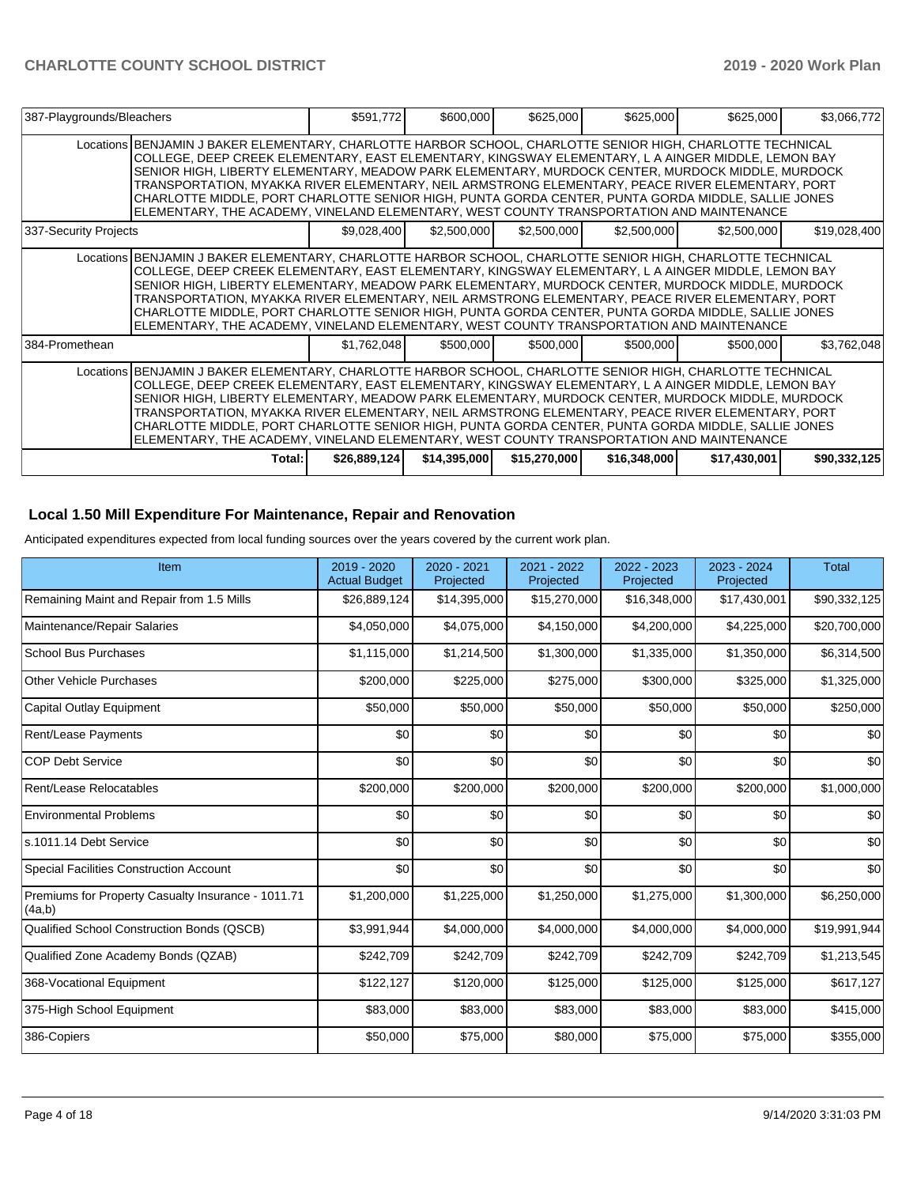| 387-Playgrounds/Bleachers | | $591,772 | $600,000 | $625,000 | $625,000 | $625,000 | $3,066,772 |
|---|---|---|---|---|---|---|---|
| | Locations | BENJAMIN J BAKER ELEMENTARY, CHARLOTTE HARBOR SCHOOL, CHARLOTTE SENIOR HIGH, CHARLOTTE TECHNICAL COLLEGE, DEEP CREEK ELEMENTARY, EAST ELEMENTARY, KINGSWAY ELEMENTARY, L A AINGER MIDDLE, LEMON BAY SENIOR HIGH, LIBERTY ELEMENTARY, MEADOW PARK ELEMENTARY, MURDOCK CENTER, MURDOCK MIDDLE, MURDOCK TRANSPORTATION, MYAKKA RIVER ELEMENTARY, NEIL ARMSTRONG ELEMENTARY, PEACE RIVER ELEMENTARY, PORT CHARLOTTE MIDDLE, PORT CHARLOTTE SENIOR HIGH, PUNTA GORDA CENTER, PUNTA GORDA MIDDLE, SALLIE JONES ELEMENTARY, THE ACADEMY, VINELAND ELEMENTARY, WEST COUNTY TRANSPORTATION AND MAINTENANCE | | | | | |
| 337-Security Projects | | $9,028,400 | $2,500,000 | $2,500,000 | $2,500,000 | $2,500,000 | $19,028,400 |
| | Locations | BENJAMIN J BAKER ELEMENTARY, CHARLOTTE HARBOR SCHOOL, CHARLOTTE SENIOR HIGH, CHARLOTTE TECHNICAL COLLEGE, DEEP CREEK ELEMENTARY, EAST ELEMENTARY, KINGSWAY ELEMENTARY, L A AINGER MIDDLE, LEMON BAY SENIOR HIGH, LIBERTY ELEMENTARY, MEADOW PARK ELEMENTARY, MURDOCK CENTER, MURDOCK MIDDLE, MURDOCK TRANSPORTATION, MYAKKA RIVER ELEMENTARY, NEIL ARMSTRONG ELEMENTARY, PEACE RIVER ELEMENTARY, PORT CHARLOTTE MIDDLE, PORT CHARLOTTE SENIOR HIGH, PUNTA GORDA CENTER, PUNTA GORDA MIDDLE, SALLIE JONES ELEMENTARY, THE ACADEMY, VINELAND ELEMENTARY, WEST COUNTY TRANSPORTATION AND MAINTENANCE | | | | | |
| 384-Promethean | | $1,762,048 | $500,000 | $500,000 | $500,000 | $500,000 | $3,762,048 |
| | Locations | BENJAMIN J BAKER ELEMENTARY, CHARLOTTE HARBOR SCHOOL, CHARLOTTE SENIOR HIGH, CHARLOTTE TECHNICAL COLLEGE, DEEP CREEK ELEMENTARY, EAST ELEMENTARY, KINGSWAY ELEMENTARY, L A AINGER MIDDLE, LEMON BAY SENIOR HIGH, LIBERTY ELEMENTARY, MEADOW PARK ELEMENTARY, MURDOCK CENTER, MURDOCK MIDDLE, MURDOCK TRANSPORTATION, MYAKKA RIVER ELEMENTARY, NEIL ARMSTRONG ELEMENTARY, PEACE RIVER ELEMENTARY, PORT CHARLOTTE MIDDLE, PORT CHARLOTTE SENIOR HIGH, PUNTA GORDA CENTER, PUNTA GORDA MIDDLE, SALLIE JONES ELEMENTARY, THE ACADEMY, VINELAND ELEMENTARY, WEST COUNTY TRANSPORTATION AND MAINTENANCE | | | | | |
| | Total: | $26,889,124 | $14,395,000 | $15,270,000 | $16,348,000 | $17,430,001 | $90,332,125 |

## Local 1.50 Mill Expenditure For Maintenance, Repair and Renovation

Anticipated expenditures expected from local funding sources over the years covered by the current work plan.

| Item | 2019 - 2020 Actual Budget | 2020 - 2021 Projected | 2021 - 2022 Projected | 2022 - 2023 Projected | 2023 - 2024 Projected | Total |
|---|---|---|---|---|---|---|
| Remaining Maint and Repair from 1.5 Mills | $26,889,124 | $14,395,000 | $15,270,000 | $16,348,000 | $17,430,001 | $90,332,125 |
| Maintenance/Repair Salaries | $4,050,000 | $4,075,000 | $4,150,000 | $4,200,000 | $4,225,000 | $20,700,000 |
| School Bus Purchases | $1,115,000 | $1,214,500 | $1,300,000 | $1,335,000 | $1,350,000 | $6,314,500 |
| Other Vehicle Purchases | $200,000 | $225,000 | $275,000 | $300,000 | $325,000 | $1,325,000 |
| Capital Outlay Equipment | $50,000 | $50,000 | $50,000 | $50,000 | $50,000 | $250,000 |
| Rent/Lease Payments | $0 | $0 | $0 | $0 | $0 | $0 |
| COP Debt Service | $0 | $0 | $0 | $0 | $0 | $0 |
| Rent/Lease Relocatables | $200,000 | $200,000 | $200,000 | $200,000 | $200,000 | $1,000,000 |
| Environmental Problems | $0 | $0 | $0 | $0 | $0 | $0 |
| s.1011.14 Debt Service | $0 | $0 | $0 | $0 | $0 | $0 |
| Special Facilities Construction Account | $0 | $0 | $0 | $0 | $0 | $0 |
| Premiums for Property Casualty Insurance - 1011.71 (4a,b) | $1,200,000 | $1,225,000 | $1,250,000 | $1,275,000 | $1,300,000 | $6,250,000 |
| Qualified School Construction Bonds (QSCB) | $3,991,944 | $4,000,000 | $4,000,000 | $4,000,000 | $4,000,000 | $19,991,944 |
| Qualified Zone Academy Bonds (QZAB) | $242,709 | $242,709 | $242,709 | $242,709 | $242,709 | $1,213,545 |
| 368-Vocational Equipment | $122,127 | $120,000 | $125,000 | $125,000 | $125,000 | $617,127 |
| 375-High School Equipment | $83,000 | $83,000 | $83,000 | $83,000 | $83,000 | $415,000 |
| 386-Copiers | $50,000 | $75,000 | $80,000 | $75,000 | $75,000 | $355,000 |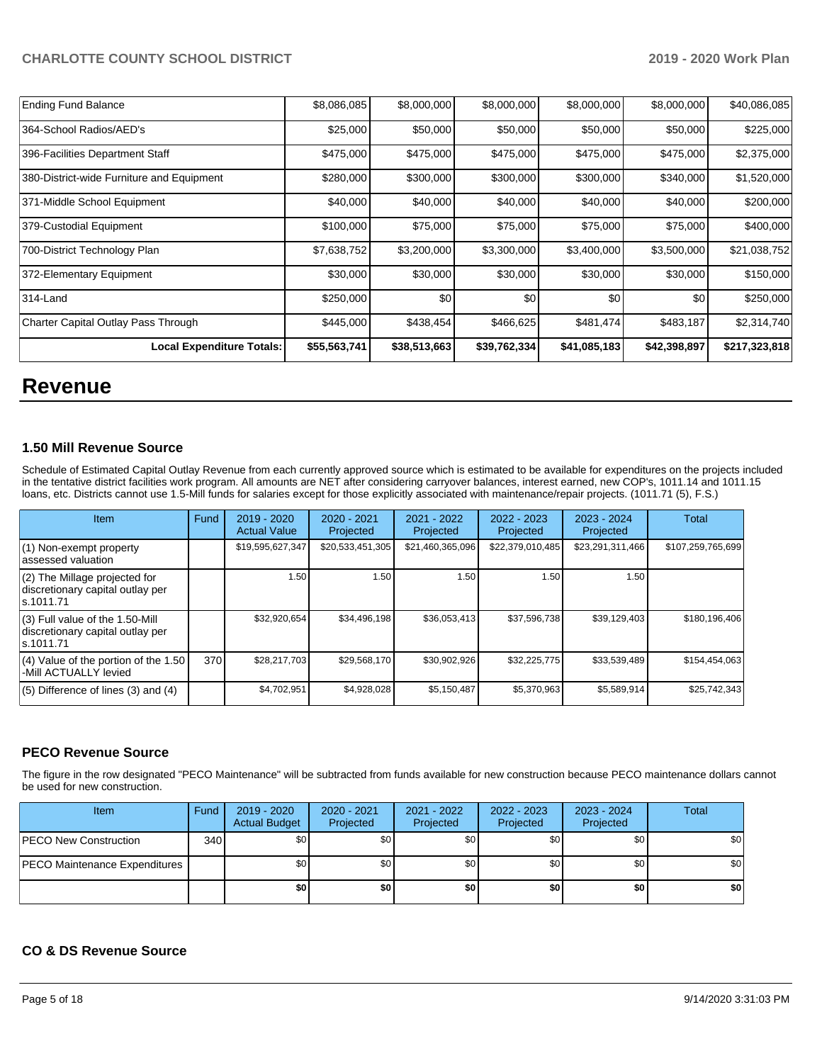| Ending Fund Balance | $8,086,085 | $8,000,000 | $8,000,000 | $8,000,000 | $8,000,000 | $40,086,085 |
|---|---|---|---|---|---|---|
| 364-School Radios/AED's | $25,000 | $50,000 | $50,000 | $50,000 | $50,000 | $225,000 |
| 396-Facilities Department Staff | $475,000 | $475,000 | $475,000 | $475,000 | $475,000 | $2,375,000 |
| 380-District-wide Furniture and Equipment | $280,000 | $300,000 | $300,000 | $300,000 | $340,000 | $1,520,000 |
| 371-Middle School Equipment | $40,000 | $40,000 | $40,000 | $40,000 | $40,000 | $200,000 |
| 379-Custodial Equipment | $100,000 | $75,000 | $75,000 | $75,000 | $75,000 | $400,000 |
| 700-District Technology Plan | $7,638,752 | $3,200,000 | $3,300,000 | $3,400,000 | $3,500,000 | $21,038,752 |
| 372-Elementary Equipment | $30,000 | $30,000 | $30,000 | $30,000 | $30,000 | $150,000 |
| 314-Land | $250,000 | $0 | $0 | $0 | $0 | $250,000 |
| Charter Capital Outlay Pass Through | $445,000 | $438,454 | $466,625 | $481,474 | $483,187 | $2,314,740 |
| **Local Expenditure Totals:** | **$55,563,741** | **$38,513,663** | **$39,762,334** | **$41,085,183** | **$42,398,897** | **$217,323,818** |

# Revenue

### 1.50 Mill Revenue Source

Schedule of Estimated Capital Outlay Revenue from each currently approved source which is estimated to be available for expenditures on the projects included in the tentative district facilities work program. All amounts are NET after considering carryover balances, interest earned, new COP's, 1011.14 and 1011.15 loans, etc. Districts cannot use 1.5-Mill funds for salaries except for those explicitly associated with maintenance/repair projects. (1011.71 (5), F.S.)

| Item | Fund | 2019 - 2020 Actual Value | 2020 - 2021 Projected | 2021 - 2022 Projected | 2022 - 2023 Projected | 2023 - 2024 Projected | Total |
|---|---|---|---|---|---|---|---|
| (1) Non-exempt property assessed valuation | | $19,595,627,347 | $20,533,451,305 | $21,460,365,096 | $22,379,010,485 | $23,291,311,466 | $107,259,765,699 |
| (2) The Millage projected for discretionary capital outlay per s.1011.71 | | 1.50 | 1.50 | 1.50 | 1.50 | 1.50 | |
| (3) Full value of the 1.50-Mill discretionary capital outlay per s.1011.71 | | $32,920,654 | $34,496,198 | $36,053,413 | $37,596,738 | $39,129,403 | $180,196,406 |
| (4) Value of the portion of the 1.50 -Mill ACTUALLY levied | 370 | $28,217,703 | $29,568,170 | $30,902,926 | $32,225,775 | $33,539,489 | $154,454,063 |
| (5) Difference of lines (3) and (4) | | $4,702,951 | $4,928,028 | $5,150,487 | $5,370,963 | $5,589,914 | $25,742,343 |

### PECO Revenue Source

The figure in the row designated "PECO Maintenance" will be subtracted from funds available for new construction because PECO maintenance dollars cannot be used for new construction.

| Item | Fund | 2019 - 2020 Actual Budget | 2020 - 2021 Projected | 2021 - 2022 Projected | 2022 - 2023 Projected | 2023 - 2024 Projected | Total |
|---|---|---|---|---|---|---|---|
| PECO New Construction | 340 | $0 | $0 | $0 | $0 | $0 | $0 |
| PECO Maintenance Expenditures | | $0 | $0 | $0 | $0 | $0 | $0 |
| | | **$0** | **$0** | **$0** | **$0** | **$0** | **$0** |

### CO & DS Revenue Source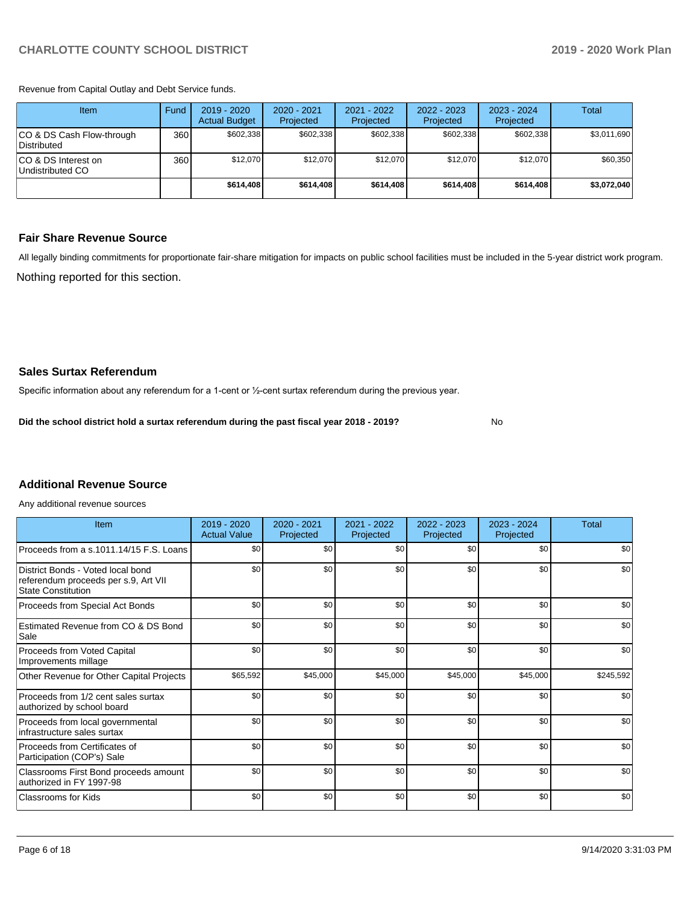Revenue from Capital Outlay and Debt Service funds.

| Item | Fund | 2019 - 2020 Actual Budget | 2020 - 2021 Projected | 2021 - 2022 Projected | 2022 - 2023 Projected | 2023 - 2024 Projected | Total |
|---|---|---|---|---|---|---|---|
| CO & DS Cash Flow-through Distributed | 360 | $602,338 | $602,338 | $602,338 | $602,338 | $602,338 | $3,011,690 |
| CO & DS Interest on Undistributed CO | 360 | $12,070 | $12,070 | $12,070 | $12,070 | $12,070 | $60,350 |
| | | **$614,408** | **$614,408** | **$614,408** | **$614,408** | **$614,408** | **$3,072,040** |

## Fair Share Revenue Source

All legally binding commitments for proportionate fair-share mitigation for impacts on public school facilities must be included in the 5-year district work program.

Nothing reported for this section.

## Sales Surtax Referendum

Specific information about any referendum for a 1-cent or ½-cent surtax referendum during the previous year.

**Did the school district hold a surtax referendum during the past fiscal year 2018 - 2019?** No

## Additional Revenue Source

Any additional revenue sources

| Item | 2019 - 2020 Actual Value | 2020 - 2021 Projected | 2021 - 2022 Projected | 2022 - 2023 Projected | 2023 - 2024 Projected | Total |
|---|---|---|---|---|---|---|
| Proceeds from a s.1011.14/15 F.S. Loans | $0 | $0 | $0 | $0 | $0 | $0 |
| District Bonds - Voted local bond referendum proceeds per s.9, Art VII State Constitution | $0 | $0 | $0 | $0 | $0 | $0 |
| Proceeds from Special Act Bonds | $0 | $0 | $0 | $0 | $0 | $0 |
| Estimated Revenue from CO & DS Bond Sale | $0 | $0 | $0 | $0 | $0 | $0 |
| Proceeds from Voted Capital Improvements millage | $0 | $0 | $0 | $0 | $0 | $0 |
| Other Revenue for Other Capital Projects | $65,592 | $45,000 | $45,000 | $45,000 | $45,000 | $245,592 |
| Proceeds from 1/2 cent sales surtax authorized by school board | $0 | $0 | $0 | $0 | $0 | $0 |
| Proceeds from local governmental infrastructure sales surtax | $0 | $0 | $0 | $0 | $0 | $0 |
| Proceeds from Certificates of Participation (COP's) Sale | $0 | $0 | $0 | $0 | $0 | $0 |
| Classrooms First Bond proceeds amount authorized in FY 1997-98 | $0 | $0 | $0 | $0 | $0 | $0 |
| Classrooms for Kids | $0 | $0 | $0 | $0 | $0 | $0 |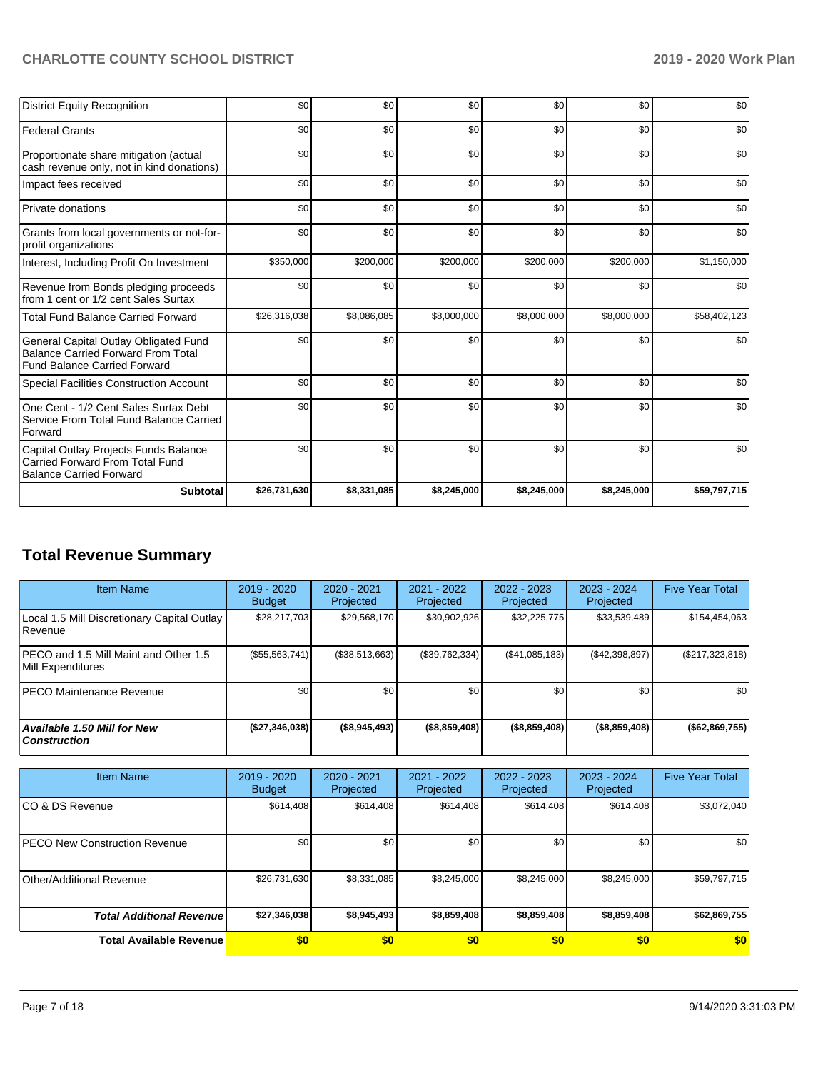| | | | | | | |
|---|---|---|---|---|---|---|
| District Equity Recognition | $0 | $0 | $0 | $0 | $0 | $0 |
| Federal Grants | $0 | $0 | $0 | $0 | $0 | $0 |
| Proportionate share mitigation (actual cash revenue only, not in kind donations) | $0 | $0 | $0 | $0 | $0 | $0 |
| Impact fees received | $0 | $0 | $0 | $0 | $0 | $0 |
| Private donations | $0 | $0 | $0 | $0 | $0 | $0 |
| Grants from local governments or not-for-profit organizations | $0 | $0 | $0 | $0 | $0 | $0 |
| Interest, Including Profit On Investment | $350,000 | $200,000 | $200,000 | $200,000 | $200,000 | $1,150,000 |
| Revenue from Bonds pledging proceeds from 1 cent or 1/2 cent Sales Surtax | $0 | $0 | $0 | $0 | $0 | $0 |
| Total Fund Balance Carried Forward | $26,316,038 | $8,086,085 | $8,000,000 | $8,000,000 | $8,000,000 | $58,402,123 |
| General Capital Outlay Obligated Fund Balance Carried Forward From Total Fund Balance Carried Forward | $0 | $0 | $0 | $0 | $0 | $0 |
| Special Facilities Construction Account | $0 | $0 | $0 | $0 | $0 | $0 |
| One Cent - 1/2 Cent Sales Surtax Debt Service From Total Fund Balance Carried Forward | $0 | $0 | $0 | $0 | $0 | $0 |
| Capital Outlay Projects Funds Balance Carried Forward From Total Fund Balance Carried Forward | $0 | $0 | $0 | $0 | $0 | $0 |
| **Subtotal** | **$26,731,630** | **$8,331,085** | **$8,245,000** | **$8,245,000** | **$8,245,000** | **$59,797,715** |

## Total Revenue Summary

| Item Name | 2019 - 2020 Budget | 2020 - 2021 Projected | 2021 - 2022 Projected | 2022 - 2023 Projected | 2023 - 2024 Projected | Five Year Total |
|---|---|---|---|---|---|---|
| Local 1.5 Mill Discretionary Capital Outlay Revenue | $28,217,703 | $29,568,170 | $30,902,926 | $32,225,775 | $33,539,489 | $154,454,063 |
| PECO and 1.5 Mill Maint and Other 1.5 Mill Expenditures | ($55,563,741) | ($38,513,663) | ($39,762,334) | ($41,085,183) | ($42,398,897) | ($217,323,818) |
| PECO Maintenance Revenue | $0 | $0 | $0 | $0 | $0 | $0 |
| ***Available 1.50 Mill for New Construction*** | **($27,346,038)** | **($8,945,493)** | **($8,859,408)** | **($8,859,408)** | **($8,859,408)** | **($62,869,755)** |

| Item Name | 2019 - 2020 Budget | 2020 - 2021 Projected | 2021 - 2022 Projected | 2022 - 2023 Projected | 2023 - 2024 Projected | Five Year Total |
|---|---|---|---|---|---|---|
| CO & DS Revenue | $614,408 | $614,408 | $614,408 | $614,408 | $614,408 | $3,072,040 |
| PECO New Construction Revenue | $0 | $0 | $0 | $0 | $0 | $0 |
| Other/Additional Revenue | $26,731,630 | $8,331,085 | $8,245,000 | $8,245,000 | $8,245,000 | $59,797,715 |
| ***Total Additional Revenue*** | **$27,346,038** | **$8,945,493** | **$8,859,408** | **$8,859,408** | **$8,859,408** | **$62,869,755** |
| **Total Available Revenue** | **$0** | **$0** | **$0** | **$0** | **$0** | **$0** |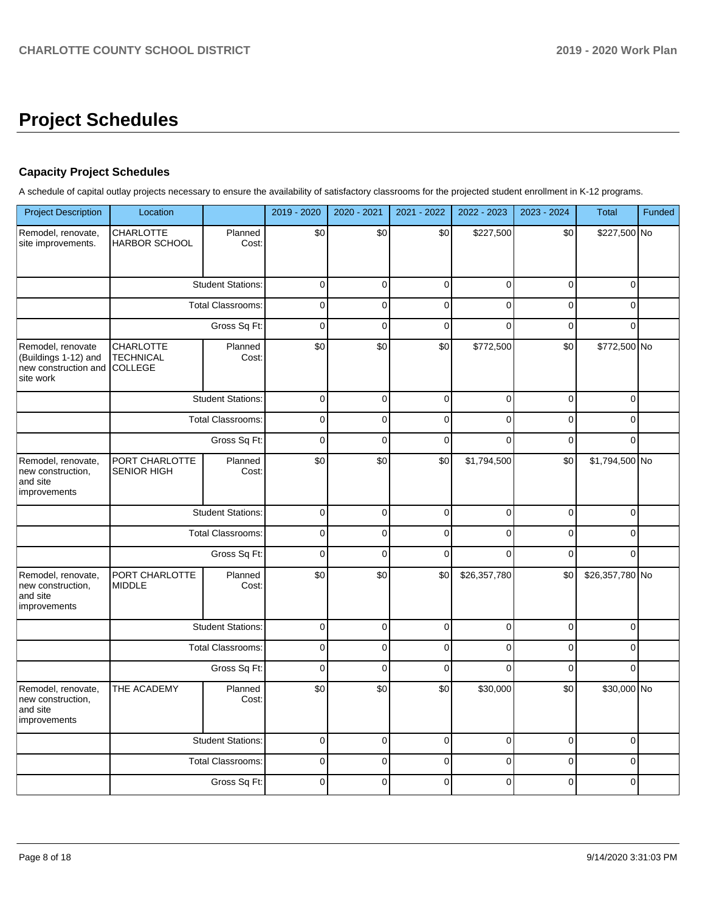# Project Schedules

### Capacity Project Schedules

A schedule of capital outlay projects necessary to ensure the availability of satisfactory classrooms for the projected student enrollment in K-12 programs.

| Project Description | Location | | 2019 - 2020 | 2020 - 2021 | 2021 - 2022 | 2022 - 2023 | 2023 - 2024 | Total | Funded |
|---|---|---|---|---|---|---|---|---|---|
| Remodel, renovate, site improvements. | CHARLOTTE HARBOR SCHOOL | Planned Cost: | $0 | $0 | $0 | $227,500 | $0 | $227,500 | No |
| | | Student Stations: | 0 | 0 | 0 | 0 | 0 | 0 | |
| | | Total Classrooms: | 0 | 0 | 0 | 0 | 0 | 0 | |
| | | Gross Sq Ft: | 0 | 0 | 0 | 0 | 0 | 0 | |
| Remodel, renovate (Buildings 1-12) and new construction and site work | CHARLOTTE TECHNICAL COLLEGE | Planned Cost: | $0 | $0 | $0 | $772,500 | $0 | $772,500 | No |
| | | Student Stations: | 0 | 0 | 0 | 0 | 0 | 0 | |
| | | Total Classrooms: | 0 | 0 | 0 | 0 | 0 | 0 | |
| | | Gross Sq Ft: | 0 | 0 | 0 | 0 | 0 | 0 | |
| Remodel, renovate, new construction, and site improvements | PORT CHARLOTTE SENIOR HIGH | Planned Cost: | $0 | $0 | $0 | $1,794,500 | $0 | $1,794,500 | No |
| | | Student Stations: | 0 | 0 | 0 | 0 | 0 | 0 | |
| | | Total Classrooms: | 0 | 0 | 0 | 0 | 0 | 0 | |
| | | Gross Sq Ft: | 0 | 0 | 0 | 0 | 0 | 0 | |
| Remodel, renovate, new construction, and site improvements | PORT CHARLOTTE MIDDLE | Planned Cost: | $0 | $0 | $0 | $26,357,780 | $0 | $26,357,780 | No |
| | | Student Stations: | 0 | 0 | 0 | 0 | 0 | 0 | |
| | | Total Classrooms: | 0 | 0 | 0 | 0 | 0 | 0 | |
| | | Gross Sq Ft: | 0 | 0 | 0 | 0 | 0 | 0 | |
| Remodel, renovate, new construction, and site improvements | THE ACADEMY | Planned Cost: | $0 | $0 | $0 | $30,000 | $0 | $30,000 | No |
| | | Student Stations: | 0 | 0 | 0 | 0 | 0 | 0 | |
| | | Total Classrooms: | 0 | 0 | 0 | 0 | 0 | 0 | |
| | | Gross Sq Ft: | 0 | 0 | 0 | 0 | 0 | 0 | |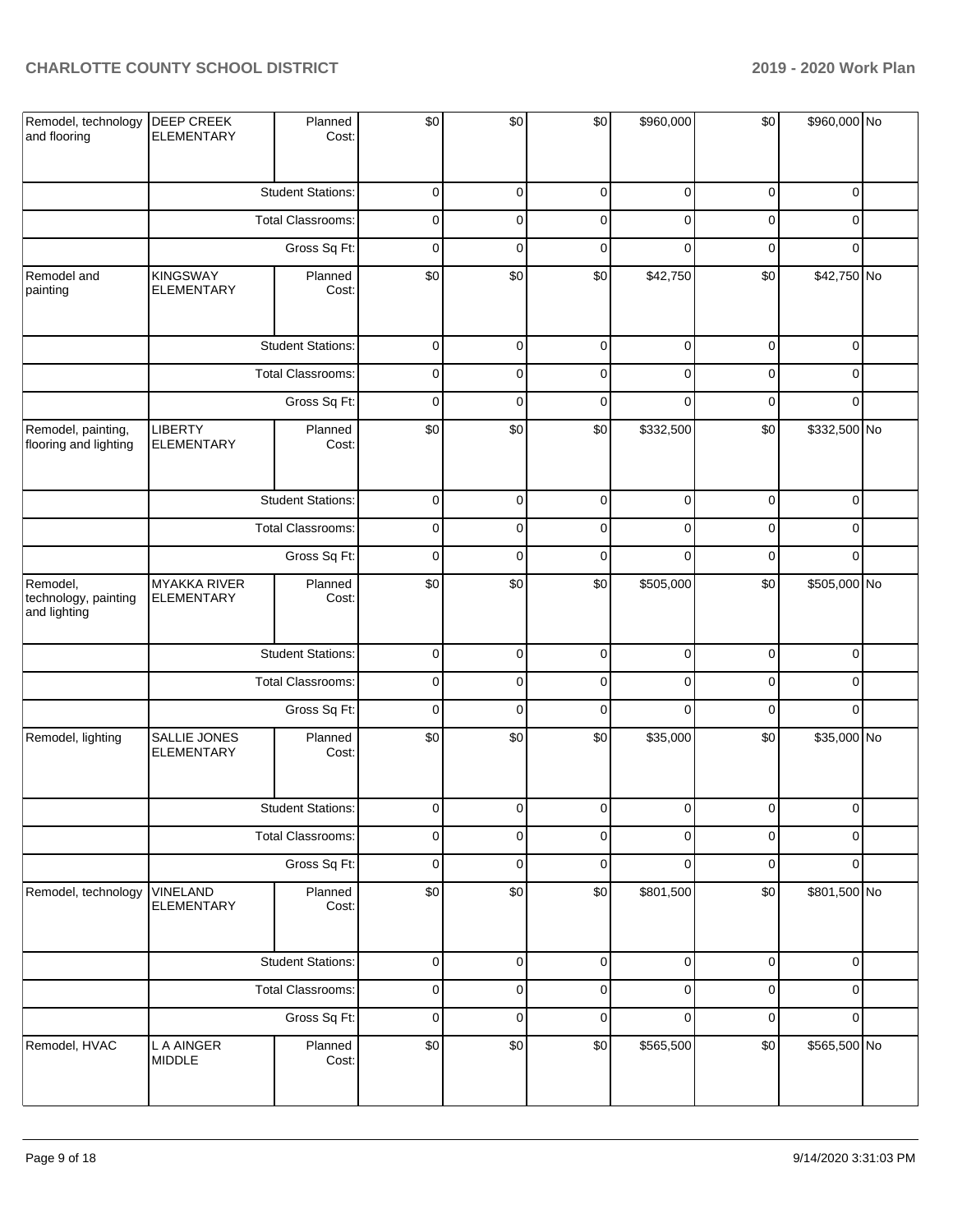| | | | | | | | | | |
|---|---|---|---|---|---|---|---|---|---|
| Remodel, technology and flooring | DEEP CREEK ELEMENTARY | Planned Cost: | $0 | $0 | $0 | $960,000 | $0 | $960,000 | No |
| | | Student Stations: | 0 | 0 | 0 | 0 | 0 | 0 | |
| | | Total Classrooms: | 0 | 0 | 0 | 0 | 0 | 0 | |
| | | Gross Sq Ft: | 0 | 0 | 0 | 0 | 0 | 0 | |
| Remodel and painting | KINGSWAY ELEMENTARY | Planned Cost: | $0 | $0 | $0 | $42,750 | $0 | $42,750 | No |
| | | Student Stations: | 0 | 0 | 0 | 0 | 0 | 0 | |
| | | Total Classrooms: | 0 | 0 | 0 | 0 | 0 | 0 | |
| | | Gross Sq Ft: | 0 | 0 | 0 | 0 | 0 | 0 | |
| Remodel, painting, flooring and lighting | LIBERTY ELEMENTARY | Planned Cost: | $0 | $0 | $0 | $332,500 | $0 | $332,500 | No |
| | | Student Stations: | 0 | 0 | 0 | 0 | 0 | 0 | |
| | | Total Classrooms: | 0 | 0 | 0 | 0 | 0 | 0 | |
| | | Gross Sq Ft: | 0 | 0 | 0 | 0 | 0 | 0 | |
| Remodel, technology, painting and lighting | MYAKKA RIVER ELEMENTARY | Planned Cost: | $0 | $0 | $0 | $505,000 | $0 | $505,000 | No |
| | | Student Stations: | 0 | 0 | 0 | 0 | 0 | 0 | |
| | | Total Classrooms: | 0 | 0 | 0 | 0 | 0 | 0 | |
| | | Gross Sq Ft: | 0 | 0 | 0 | 0 | 0 | 0 | |
| Remodel, lighting | SALLIE JONES ELEMENTARY | Planned Cost: | $0 | $0 | $0 | $35,000 | $0 | $35,000 | No |
| | | Student Stations: | 0 | 0 | 0 | 0 | 0 | 0 | |
| | | Total Classrooms: | 0 | 0 | 0 | 0 | 0 | 0 | |
| | | Gross Sq Ft: | 0 | 0 | 0 | 0 | 0 | 0 | |
| Remodel, technology | VINELAND ELEMENTARY | Planned Cost: | $0 | $0 | $0 | $801,500 | $0 | $801,500 | No |
| | | Student Stations: | 0 | 0 | 0 | 0 | 0 | 0 | |
| | | Total Classrooms: | 0 | 0 | 0 | 0 | 0 | 0 | |
| | | Gross Sq Ft: | 0 | 0 | 0 | 0 | 0 | 0 | |
| Remodel, HVAC | L A AINGER MIDDLE | Planned Cost: | $0 | $0 | $0 | $565,500 | $0 | $565,500 | No |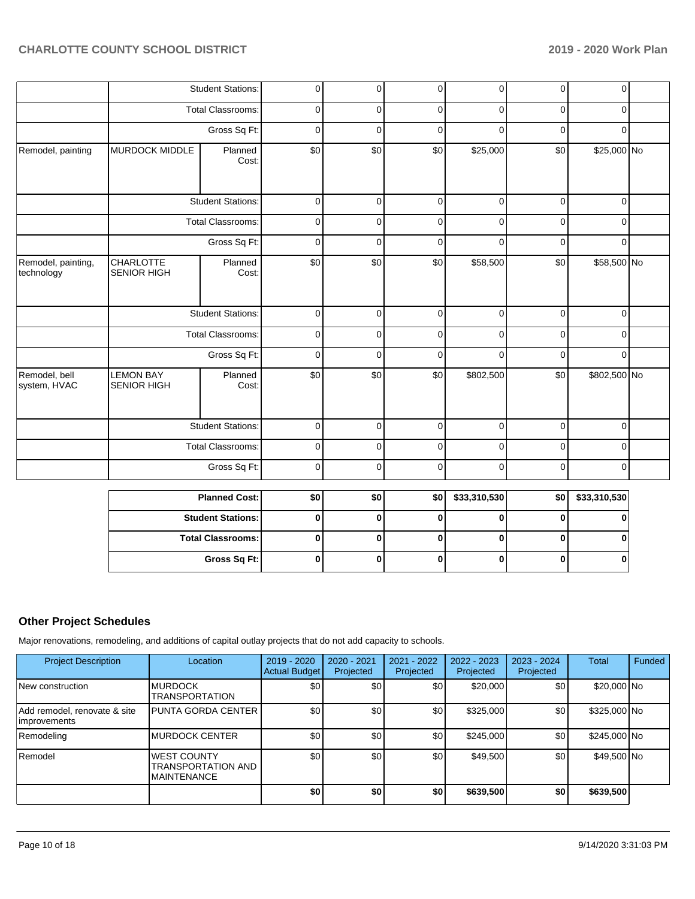| | | | | | | | | | |
|---|---|---|---|---|---|---|---|---|---|
| | | Student Stations: | 0 | 0 | 0 | 0 | 0 | 0 | |
| | | Total Classrooms: | 0 | 0 | 0 | 0 | 0 | 0 | |
| | | Gross Sq Ft: | 0 | 0 | 0 | 0 | 0 | 0 | |
| Remodel, painting | MURDOCK MIDDLE | Planned Cost: | $0 | $0 | $0 | $25,000 | $0 | $25,000 | No |
| | | Student Stations: | 0 | 0 | 0 | 0 | 0 | 0 | |
| | | Total Classrooms: | 0 | 0 | 0 | 0 | 0 | 0 | |
| | | Gross Sq Ft: | 0 | 0 | 0 | 0 | 0 | 0 | |
| Remodel, painting, technology | CHARLOTTE SENIOR HIGH | Planned Cost: | $0 | $0 | $0 | $58,500 | $0 | $58,500 | No |
| | | Student Stations: | 0 | 0 | 0 | 0 | 0 | 0 | |
| | | Total Classrooms: | 0 | 0 | 0 | 0 | 0 | 0 | |
| | | Gross Sq Ft: | 0 | 0 | 0 | 0 | 0 | 0 | |
| Remodel, bell system, HVAC | LEMON BAY SENIOR HIGH | Planned Cost: | $0 | $0 | $0 | $802,500 | $0 | $802,500 | No |
| | | Student Stations: | 0 | 0 | 0 | 0 | 0 | 0 | |
| | | Total Classrooms: | 0 | 0 | 0 | 0 | 0 | 0 | |
| | | Gross Sq Ft: | 0 | 0 | 0 | 0 | 0 | 0 | |

| | | | | | | |
|---|---|---|---|---|---|---|
| **Planned Cost:** | **$0** | **$0** | **$0** | **$33,310,530** | **$0** | **$33,310,530** |
| **Student Stations:** | **0** | **0** | **0** | **0** | **0** | **0** |
| **Total Classrooms:** | **0** | **0** | **0** | **0** | **0** | **0** |
| **Gross Sq Ft:** | **0** | **0** | **0** | **0** | **0** | **0** |

## Other Project Schedules

Major renovations, remodeling, and additions of capital outlay projects that do not add capacity to schools.

| Project Description | Location | 2019 - 2020 Actual Budget | 2020 - 2021 Projected | 2021 - 2022 Projected | 2022 - 2023 Projected | 2023 - 2024 Projected | Total | Funded |
|---|---|---|---|---|---|---|---|---|
| New construction | MURDOCK TRANSPORTATION | $0 | $0 | $0 | $20,000 | $0 | $20,000 | No |
| Add remodel, renovate & site improvements | PUNTA GORDA CENTER | $0 | $0 | $0 | $325,000 | $0 | $325,000 | No |
| Remodeling | MURDOCK CENTER | $0 | $0 | $0 | $245,000 | $0 | $245,000 | No |
| Remodel | WEST COUNTY TRANSPORTATION AND MAINTENANCE | $0 | $0 | $0 | $49,500 | $0 | $49,500 | No |
| | | **$0** | **$0** | **$0** | **$639,500** | **$0** | **$639,500** | |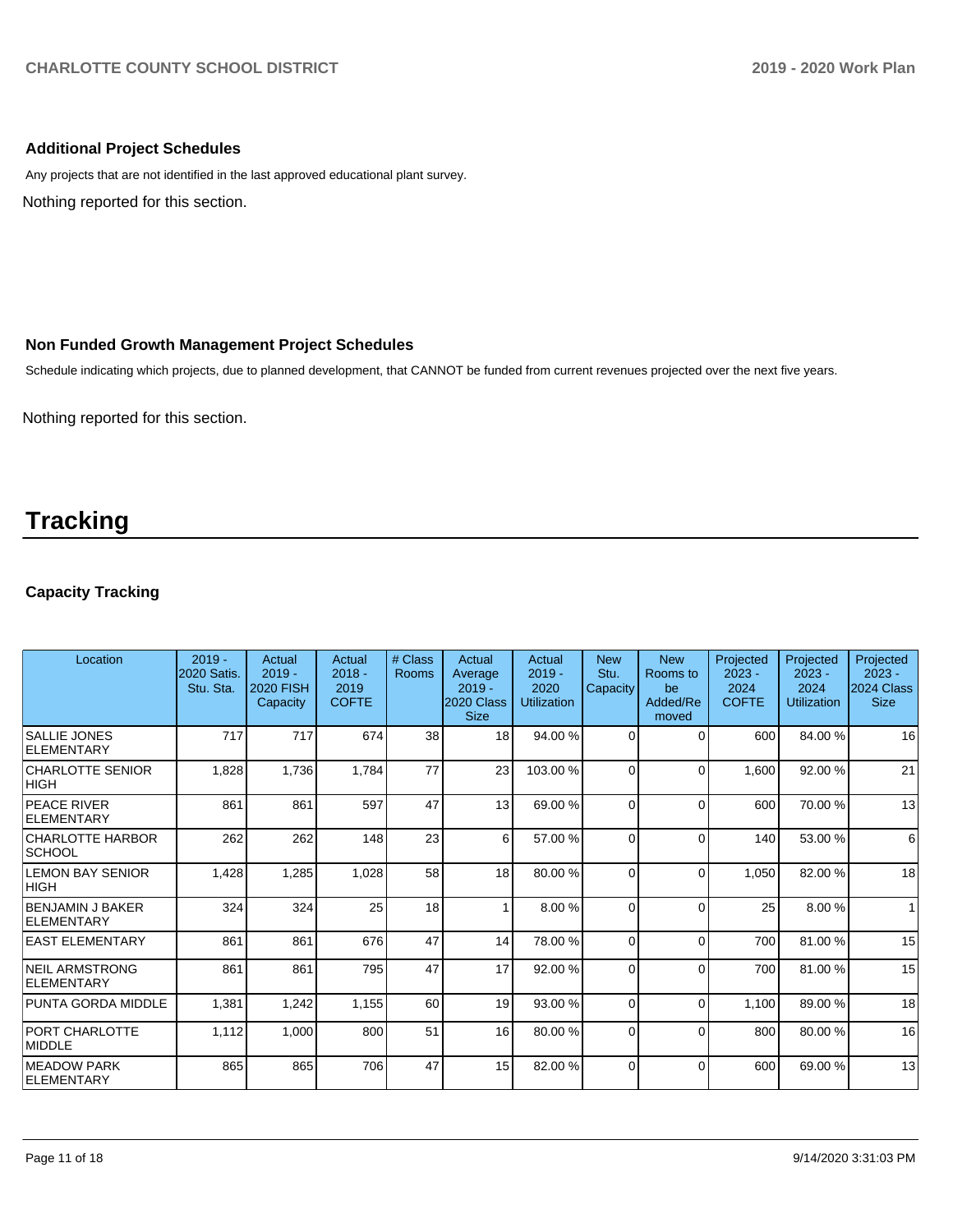### Additional Project Schedules

Any projects that are not identified in the last approved educational plant survey.

Nothing reported for this section.

### Non Funded Growth Management Project Schedules

Schedule indicating which projects, due to planned development, that CANNOT be funded from current revenues projected over the next five years.

Nothing reported for this section.

# Tracking

### Capacity Tracking

| Location | 2019 - 2020 Satis. Stu. Sta. | Actual 2019 - 2020 FISH Capacity | Actual 2018 - 2019 COFTE | # Class Rooms | Actual Average 2019 - 2020 Class Size | Actual 2019 - 2020 Utilization | New Stu. Capacity | New Rooms to be Added/Removed | Projected 2023 - 2024 COFTE | Projected 2023 - 2024 Utilization | Projected 2023 - 2024 Class Size |
|---|---|---|---|---|---|---|---|---|---|---|---|
| SALLIE JONES ELEMENTARY | 717 | 717 | 674 | 38 | 18 | 94.00 % | 0 | 0 | 600 | 84.00 % | 16 |
| CHARLOTTE SENIOR HIGH | 1,828 | 1,736 | 1,784 | 77 | 23 | 103.00 % | 0 | 0 | 1,600 | 92.00 % | 21 |
| PEACE RIVER ELEMENTARY | 861 | 861 | 597 | 47 | 13 | 69.00 % | 0 | 0 | 600 | 70.00 % | 13 |
| CHARLOTTE HARBOR SCHOOL | 262 | 262 | 148 | 23 | 6 | 57.00 % | 0 | 0 | 140 | 53.00 % | 6 |
| LEMON BAY SENIOR HIGH | 1,428 | 1,285 | 1,028 | 58 | 18 | 80.00 % | 0 | 0 | 1,050 | 82.00 % | 18 |
| BENJAMIN J BAKER ELEMENTARY | 324 | 324 | 25 | 18 | 1 | 8.00 % | 0 | 0 | 25 | 8.00 % | 1 |
| EAST ELEMENTARY | 861 | 861 | 676 | 47 | 14 | 78.00 % | 0 | 0 | 700 | 81.00 % | 15 |
| NEIL ARMSTRONG ELEMENTARY | 861 | 861 | 795 | 47 | 17 | 92.00 % | 0 | 0 | 700 | 81.00 % | 15 |
| PUNTA GORDA MIDDLE | 1,381 | 1,242 | 1,155 | 60 | 19 | 93.00 % | 0 | 0 | 1,100 | 89.00 % | 18 |
| PORT CHARLOTTE MIDDLE | 1,112 | 1,000 | 800 | 51 | 16 | 80.00 % | 0 | 0 | 800 | 80.00 % | 16 |
| MEADOW PARK ELEMENTARY | 865 | 865 | 706 | 47 | 15 | 82.00 % | 0 | 0 | 600 | 69.00 % | 13 |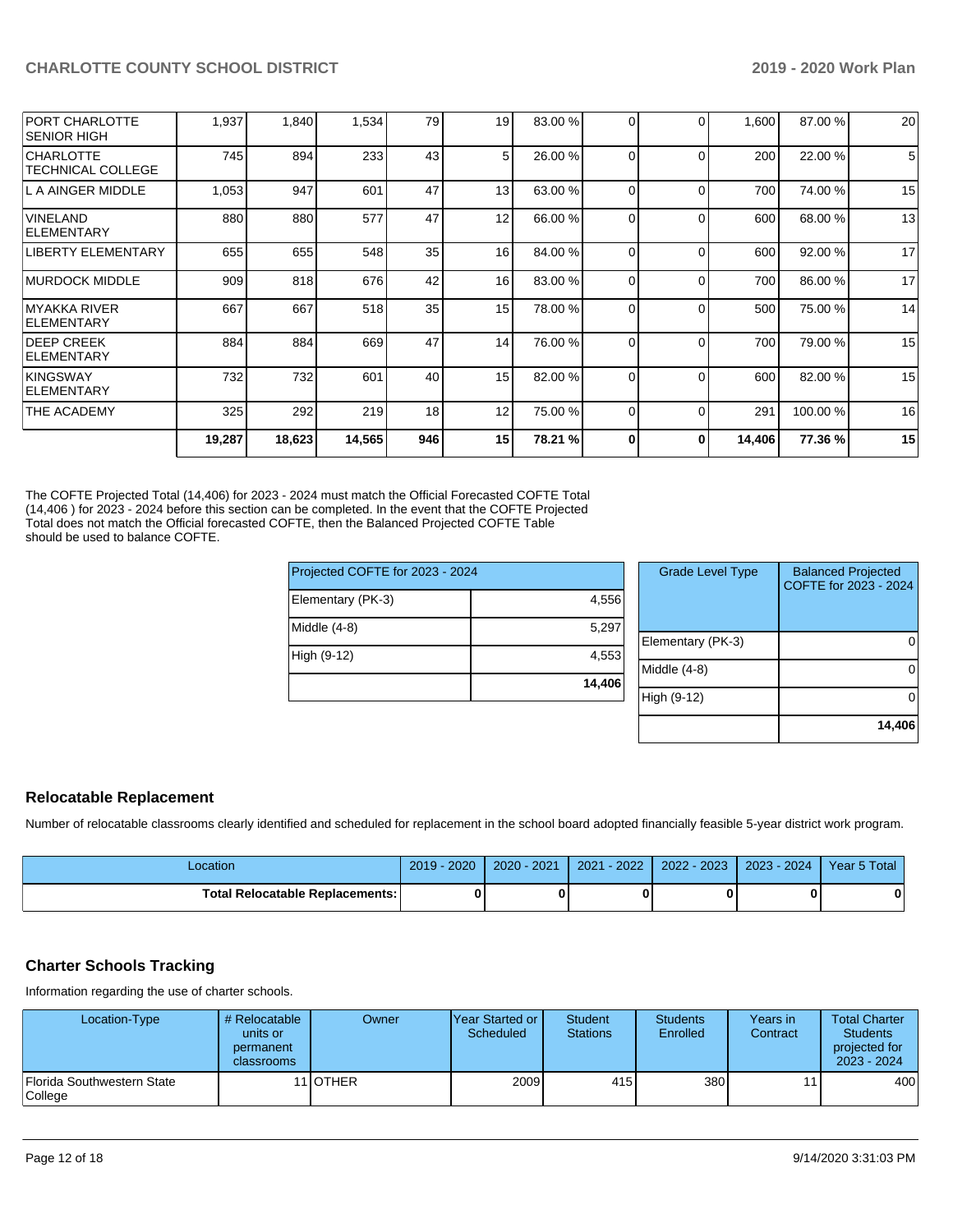| | | | | | | | | | | | |
|---|---|---|---|---|---|---|---|---|---|---|---|
| PORT CHARLOTTE SENIOR HIGH | 1,937 | 1,840 | 1,534 | 79 | 19 | 83.00 % | 0 | 0 | 1,600 | 87.00 % | 20 |
| CHARLOTTE TECHNICAL COLLEGE | 745 | 894 | 233 | 43 | 5 | 26.00 % | 0 | 0 | 200 | 22.00 % | 5 |
| L A AINGER MIDDLE | 1,053 | 947 | 601 | 47 | 13 | 63.00 % | 0 | 0 | 700 | 74.00 % | 15 |
| VINELAND ELEMENTARY | 880 | 880 | 577 | 47 | 12 | 66.00 % | 0 | 0 | 600 | 68.00 % | 13 |
| LIBERTY ELEMENTARY | 655 | 655 | 548 | 35 | 16 | 84.00 % | 0 | 0 | 600 | 92.00 % | 17 |
| MURDOCK MIDDLE | 909 | 818 | 676 | 42 | 16 | 83.00 % | 0 | 0 | 700 | 86.00 % | 17 |
| MYAKKA RIVER ELEMENTARY | 667 | 667 | 518 | 35 | 15 | 78.00 % | 0 | 0 | 500 | 75.00 % | 14 |
| DEEP CREEK ELEMENTARY | 884 | 884 | 669 | 47 | 14 | 76.00 % | 0 | 0 | 700 | 79.00 % | 15 |
| KINGSWAY ELEMENTARY | 732 | 732 | 601 | 40 | 15 | 82.00 % | 0 | 0 | 600 | 82.00 % | 15 |
| THE ACADEMY | 325 | 292 | 219 | 18 | 12 | 75.00 % | 0 | 0 | 291 | 100.00 % | 16 |
| | **19,287** | **18,623** | **14,565** | **946** | **15** | **78.21 %** | **0** | **0** | **14,406** | **77.36 %** | **15** |

The COFTE Projected Total (14,406) for 2023 - 2024 must match the Official Forecasted COFTE Total (14,406 ) for 2023 - 2024 before this section can be completed. In the event that the COFTE Projected Total does not match the Official forecasted COFTE, then the Balanced Projected COFTE Table should be used to balance COFTE.

| Projected COFTE for 2023 - 2024 | |
|---|---|
| Elementary (PK-3) | 4,556 |
| Middle (4-8) | 5,297 |
| High (9-12) | 4,553 |
| | **14,406** |

| Grade Level Type | Balanced Projected COFTE for 2023 - 2024 |
|---|---|
| Elementary (PK-3) | 0 |
| Middle (4-8) | 0 |
| High (9-12) | 0 |
| | **14,406** |

## Relocatable Replacement

Number of relocatable classrooms clearly identified and scheduled for replacement in the school board adopted financially feasible 5-year district work program.

| Location | 2019 - 2020 | 2020 - 2021 | 2021 - 2022 | 2022 - 2023 | 2023 - 2024 | Year 5 Total |
|---|---|---|---|---|---|---|
| **Total Relocatable Replacements:** | **0** | **0** | **0** | **0** | **0** | **0** |

## Charter Schools Tracking

Information regarding the use of charter schools.

| Location-Type | # Relocatable units or permanent classrooms | Owner | Year Started or Scheduled | Student Stations | Students Enrolled | Years in Contract | Total Charter Students projected for 2023 - 2024 |
|---|---|---|---|---|---|---|---|
| Florida Southwestern State College | 11 | OTHER | 2009 | 415 | 380 | 11 | 400 |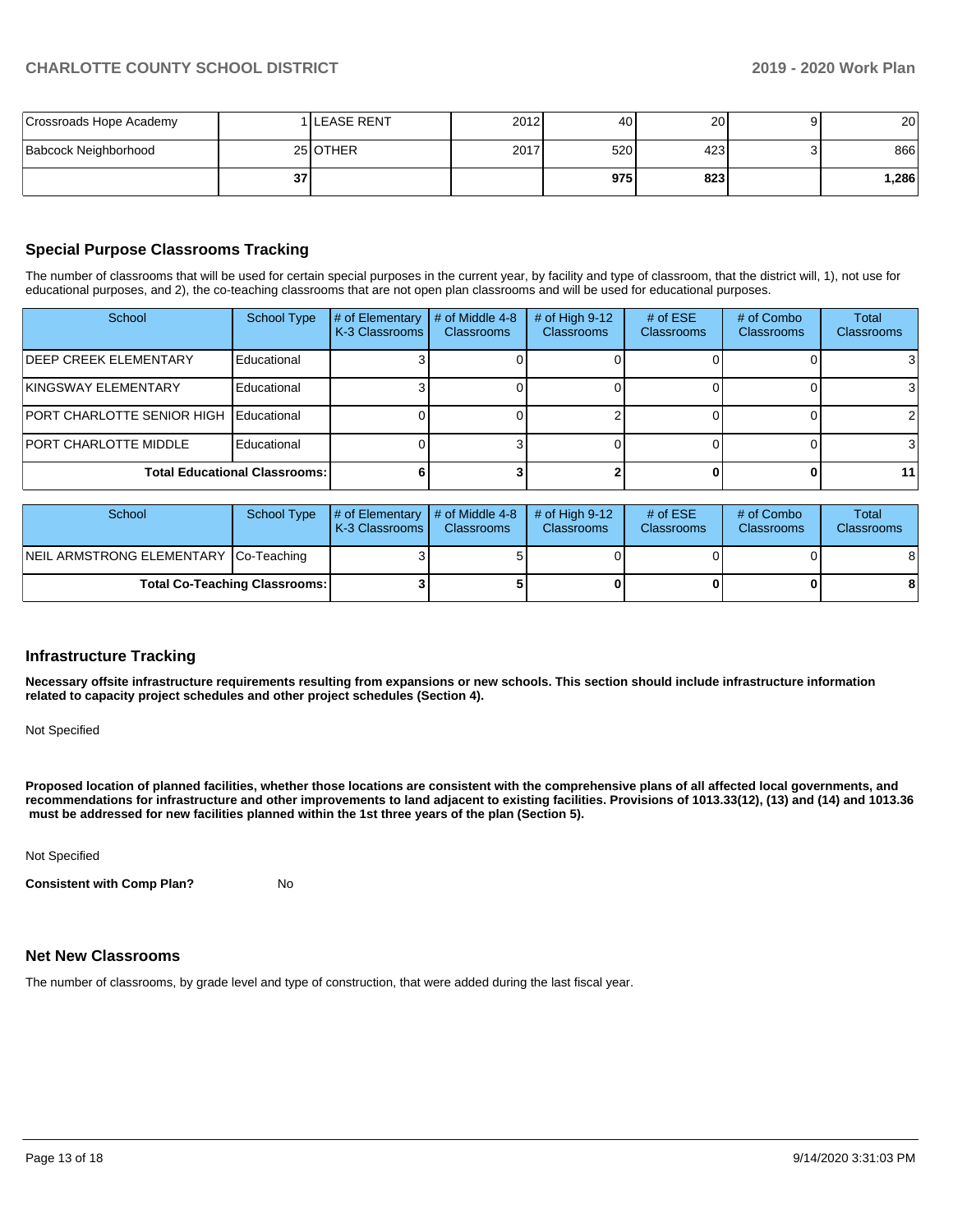| | | | | | | | |
|---|---|---|---|---|---|---|---|
| Crossroads Hope Academy | 1 | LEASE RENT | 2012 | 40 | 20 | 9 | 20 |
| Babcock Neighborhood | 25 | OTHER | 2017 | 520 | 423 | 3 | 866 |
| | 37 | | | 975 | 823 | | 1,286 |

## Special Purpose Classrooms Tracking

The number of classrooms that will be used for certain special purposes in the current year, by facility and type of classroom, that the district will, 1), not use for educational purposes, and 2), the co-teaching classrooms that are not open plan classrooms and will be used for educational purposes.

| School | School Type | # of Elementary K-3 Classrooms | # of Middle 4-8 Classrooms | # of High 9-12 Classrooms | # of ESE Classrooms | # of Combo Classrooms | Total Classrooms |
|---|---|---|---|---|---|---|---|
| DEEP CREEK ELEMENTARY | Educational | 3 | 0 | 0 | 0 | 0 | 3 |
| KINGSWAY ELEMENTARY | Educational | 3 | 0 | 0 | 0 | 0 | 3 |
| PORT CHARLOTTE SENIOR HIGH | Educational | 0 | 0 | 2 | 0 | 0 | 2 |
| PORT CHARLOTTE MIDDLE | Educational | 0 | 3 | 0 | 0 | 0 | 3 |
| **Total Educational Classrooms:** | | **6** | **3** | **2** | **0** | **0** | **11** |

| School | School Type | # of Elementary K-3 Classrooms | # of Middle 4-8 Classrooms | # of High 9-12 Classrooms | # of ESE Classrooms | # of Combo Classrooms | Total Classrooms |
|---|---|---|---|---|---|---|---|
| NEIL ARMSTRONG ELEMENTARY | Co-Teaching | 3 | 5 | 0 | 0 | 0 | 8 |
| **Total Co-Teaching Classrooms:** | | **3** | **5** | **0** | **0** | **0** | **8** |

## Infrastructure Tracking

**Necessary offsite infrastructure requirements resulting from expansions or new schools. This section should include infrastructure information related to capacity project schedules and other project schedules (Section 4).**

Not Specified

**Proposed location of planned facilities, whether those locations are consistent with the comprehensive plans of all affected local governments, and recommendations for infrastructure and other improvements to land adjacent to existing facilities. Provisions of 1013.33(12), (13) and (14) and 1013.36 must be addressed for new facilities planned within the 1st three years of the plan (Section 5).**

Not Specified

**Consistent with Comp Plan?** No

## Net New Classrooms

The number of classrooms, by grade level and type of construction, that were added during the last fiscal year.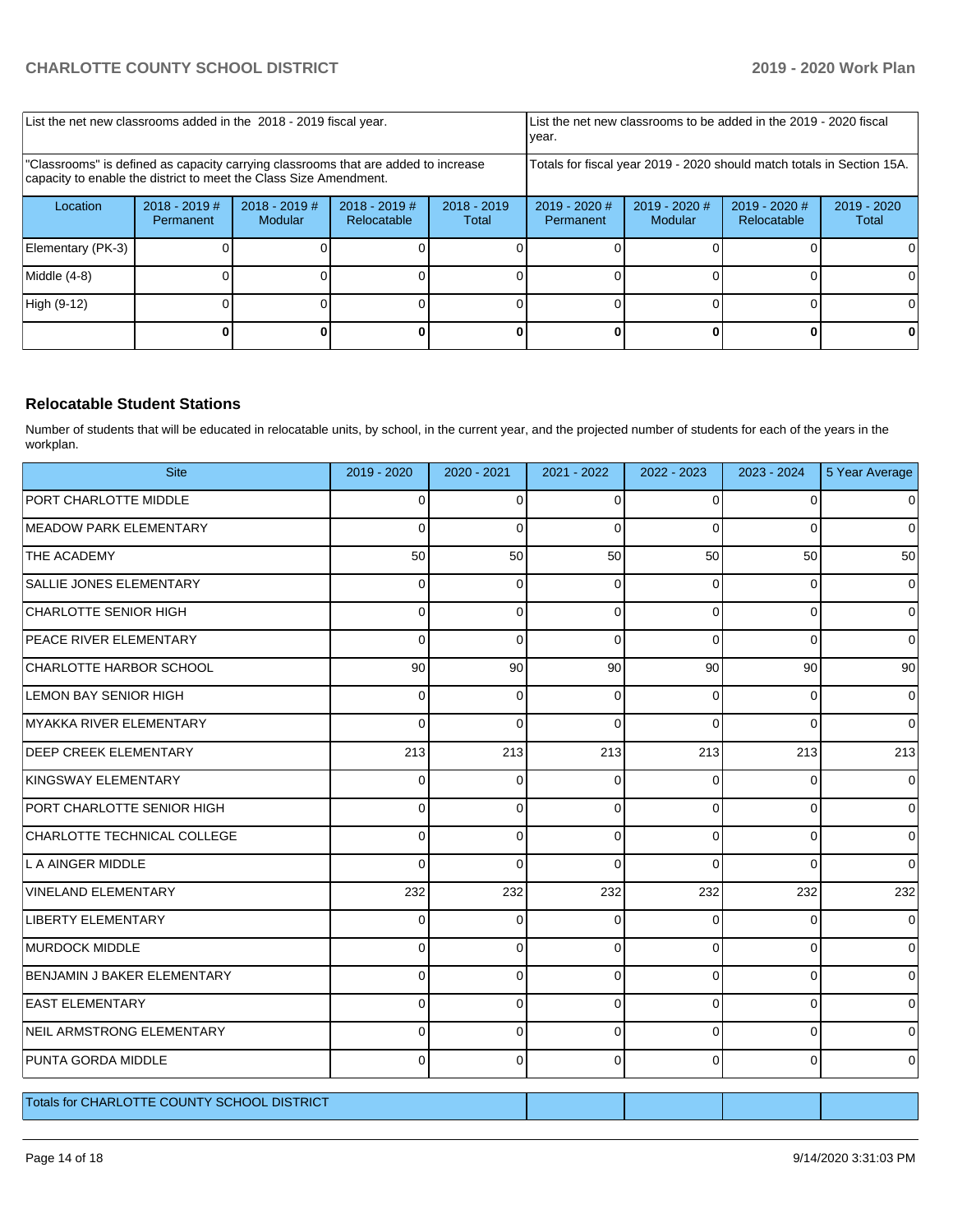| List the net new classrooms added in the 2018 - 2019 fiscal year. | | | | | List the net new classrooms to be added in the 2019 - 2020 fiscal year. | | | |
|---|---|---|---|---|---|---|---|---|
| "Classrooms" is defined as capacity carrying classrooms that are added to increase capacity to enable the district to meet the Class Size Amendment. | | | | | Totals for fiscal year 2019 - 2020 should match totals in Section 15A. | | | |
| Location | 2018 - 2019 # Permanent | 2018 - 2019 # Modular | 2018 - 2019 # Relocatable | 2018 - 2019 Total | 2019 - 2020 # Permanent | 2019 - 2020 # Modular | 2019 - 2020 # Relocatable | 2019 - 2020 Total |
| Elementary (PK-3) | 0 | 0 | 0 | 0 | 0 | 0 | 0 | 0 |
| Middle (4-8) | 0 | 0 | 0 | 0 | 0 | 0 | 0 | 0 |
| High (9-12) | 0 | 0 | 0 | 0 | 0 | 0 | 0 | 0 |
| | **0** | **0** | **0** | **0** | **0** | **0** | **0** | **0** |

## Relocatable Student Stations

Number of students that will be educated in relocatable units, by school, in the current year, and the projected number of students for each of the years in the workplan.

| Site | 2019 - 2020 | 2020 - 2021 | 2021 - 2022 | 2022 - 2023 | 2023 - 2024 | 5 Year Average |
|---|---|---|---|---|---|---|
| PORT CHARLOTTE MIDDLE | 0 | 0 | 0 | 0 | 0 | 0 |
| MEADOW PARK ELEMENTARY | 0 | 0 | 0 | 0 | 0 | 0 |
| THE ACADEMY | 50 | 50 | 50 | 50 | 50 | 50 |
| SALLIE JONES ELEMENTARY | 0 | 0 | 0 | 0 | 0 | 0 |
| CHARLOTTE SENIOR HIGH | 0 | 0 | 0 | 0 | 0 | 0 |
| PEACE RIVER ELEMENTARY | 0 | 0 | 0 | 0 | 0 | 0 |
| CHARLOTTE HARBOR SCHOOL | 90 | 90 | 90 | 90 | 90 | 90 |
| LEMON BAY SENIOR HIGH | 0 | 0 | 0 | 0 | 0 | 0 |
| MYAKKA RIVER ELEMENTARY | 0 | 0 | 0 | 0 | 0 | 0 |
| DEEP CREEK ELEMENTARY | 213 | 213 | 213 | 213 | 213 | 213 |
| KINGSWAY ELEMENTARY | 0 | 0 | 0 | 0 | 0 | 0 |
| PORT CHARLOTTE SENIOR HIGH | 0 | 0 | 0 | 0 | 0 | 0 |
| CHARLOTTE TECHNICAL COLLEGE | 0 | 0 | 0 | 0 | 0 | 0 |
| L A AINGER MIDDLE | 0 | 0 | 0 | 0 | 0 | 0 |
| VINELAND ELEMENTARY | 232 | 232 | 232 | 232 | 232 | 232 |
| LIBERTY ELEMENTARY | 0 | 0 | 0 | 0 | 0 | 0 |
| MURDOCK MIDDLE | 0 | 0 | 0 | 0 | 0 | 0 |
| BENJAMIN J BAKER ELEMENTARY | 0 | 0 | 0 | 0 | 0 | 0 |
| EAST ELEMENTARY | 0 | 0 | 0 | 0 | 0 | 0 |
| NEIL ARMSTRONG ELEMENTARY | 0 | 0 | 0 | 0 | 0 | 0 |
| PUNTA GORDA MIDDLE | 0 | 0 | 0 | 0 | 0 | 0 |
| Totals for CHARLOTTE COUNTY SCHOOL DISTRICT | | | | | | |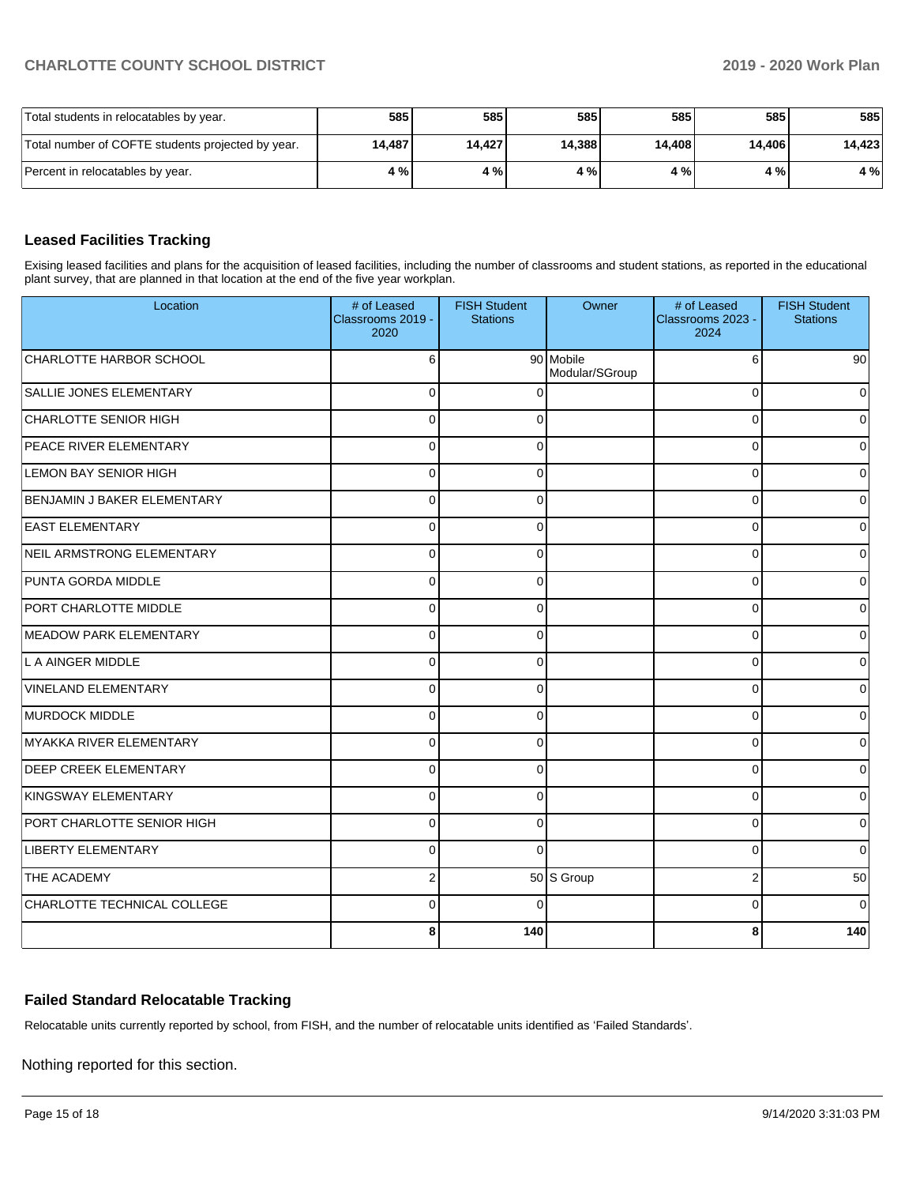| | | | | | | |
|---|---|---|---|---|---|---|
| Total students in relocatables by year. | 585 | 585 | 585 | 585 | 585 | 585 |
| Total number of COFTE students projected by year. | 14,487 | 14,427 | 14,388 | 14,408 | 14,406 | 14,423 |
| Percent in relocatables by year. | 4 % | 4 % | 4 % | 4 % | 4 % | 4 % |

### Leased Facilities Tracking

Exising leased facilities and plans for the acquisition of leased facilities, including the number of classrooms and student stations, as reported in the educational plant survey, that are planned in that location at the end of the five year workplan.

| Location | # of Leased Classrooms 2019 - 2020 | FISH Student Stations | Owner | # of Leased Classrooms 2023 - 2024 | FISH Student Stations |
|---|---|---|---|---|---|
| CHARLOTTE HARBOR SCHOOL | 6 | 90 | Mobile Modular/SGroup | 6 | 90 |
| SALLIE JONES ELEMENTARY | 0 | 0 | | 0 | 0 |
| CHARLOTTE SENIOR HIGH | 0 | 0 | | 0 | 0 |
| PEACE RIVER ELEMENTARY | 0 | 0 | | 0 | 0 |
| LEMON BAY SENIOR HIGH | 0 | 0 | | 0 | 0 |
| BENJAMIN J BAKER ELEMENTARY | 0 | 0 | | 0 | 0 |
| EAST ELEMENTARY | 0 | 0 | | 0 | 0 |
| NEIL ARMSTRONG ELEMENTARY | 0 | 0 | | 0 | 0 |
| PUNTA GORDA MIDDLE | 0 | 0 | | 0 | 0 |
| PORT CHARLOTTE MIDDLE | 0 | 0 | | 0 | 0 |
| MEADOW PARK ELEMENTARY | 0 | 0 | | 0 | 0 |
| L A AINGER MIDDLE | 0 | 0 | | 0 | 0 |
| VINELAND ELEMENTARY | 0 | 0 | | 0 | 0 |
| MURDOCK MIDDLE | 0 | 0 | | 0 | 0 |
| MYAKKA RIVER ELEMENTARY | 0 | 0 | | 0 | 0 |
| DEEP CREEK ELEMENTARY | 0 | 0 | | 0 | 0 |
| KINGSWAY ELEMENTARY | 0 | 0 | | 0 | 0 |
| PORT CHARLOTTE SENIOR HIGH | 0 | 0 | | 0 | 0 |
| LIBERTY ELEMENTARY | 0 | 0 | | 0 | 0 |
| THE ACADEMY | 2 | 50 | S Group | 2 | 50 |
| CHARLOTTE TECHNICAL COLLEGE | 0 | 0 | | 0 | 0 |
| | 8 | 140 | | 8 | 140 |

### Failed Standard Relocatable Tracking

Relocatable units currently reported by school, from FISH, and the number of relocatable units identified as 'Failed Standards'.

Nothing reported for this section.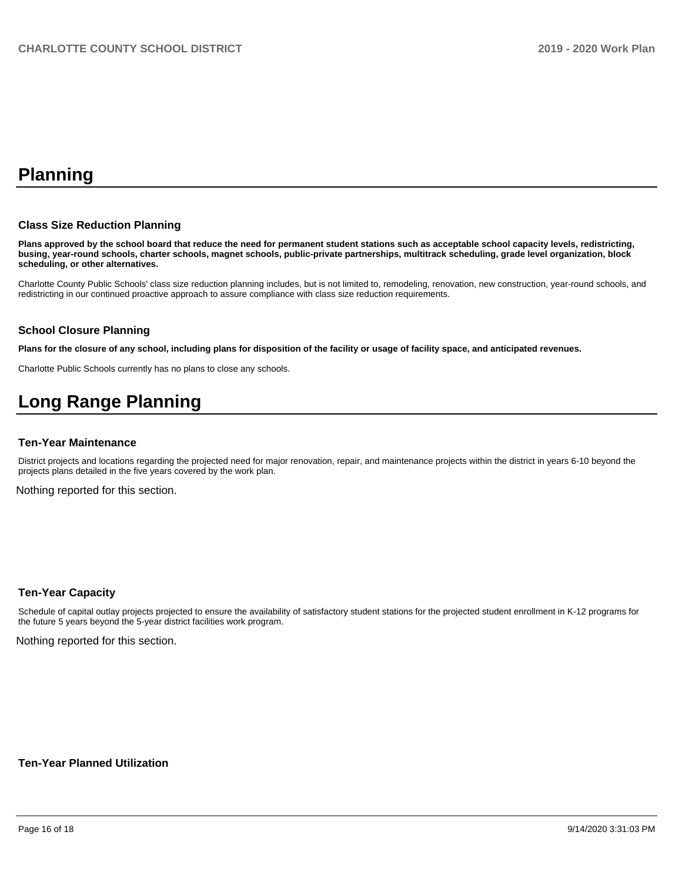# Planning

### Class Size Reduction Planning

**Plans approved by the school board that reduce the need for permanent student stations such as acceptable school capacity levels, redistricting, busing, year-round schools, charter schools, magnet schools, public-private partnerships, multitrack scheduling, grade level organization, block scheduling, or other alternatives.**

Charlotte County Public Schools' class size reduction planning includes, but is not limited to, remodeling, renovation, new construction, year-round schools, and redistricting in our continued proactive approach to assure compliance with class size reduction requirements.

### School Closure Planning

**Plans for the closure of any school, including plans for disposition of the facility or usage of facility space, and anticipated revenues.**

Charlotte Public Schools currently has no plans to close any schools.

# Long Range Planning

### Ten-Year Maintenance

District projects and locations regarding the projected need for major renovation, repair, and maintenance projects within the district in years 6-10 beyond the projects plans detailed in the five years covered by the work plan.

Nothing reported for this section.

### Ten-Year Capacity

Schedule of capital outlay projects projected to ensure the availability of satisfactory student stations for the projected student enrollment in K-12 programs for the future 5 years beyond the 5-year district facilities work program.

Nothing reported for this section.

### Ten-Year Planned Utilization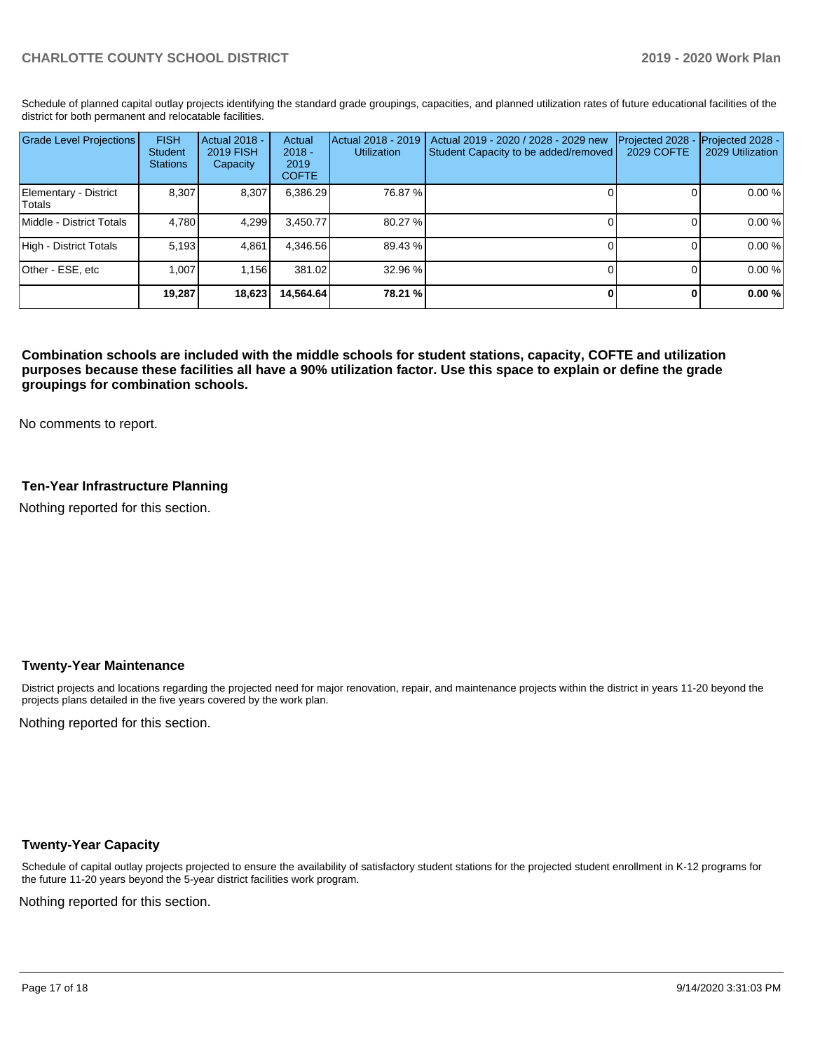Schedule of planned capital outlay projects identifying the standard grade groupings, capacities, and planned utilization rates of future educational facilities of the district for both permanent and relocatable facilities.

| Grade Level Projections | FISH Student Stations | Actual 2018 - 2019 FISH Capacity | Actual 2018 - 2019 COFTE | Actual 2018 - 2019 Utilization | Actual 2019 - 2020 / 2028 - 2029 new Student Capacity to be added/removed | Projected 2028 - 2029 COFTE | Projected 2028 - 2029 Utilization |
|---|---|---|---|---|---|---|---|
| Elementary - District Totals | 8,307 | 8,307 | 6,386.29 | 76.87 % | 0 | 0 | 0.00 % |
| Middle - District Totals | 4,780 | 4,299 | 3,450.77 | 80.27 % | 0 | 0 | 0.00 % |
| High - District Totals | 5,193 | 4,861 | 4,346.56 | 89.43 % | 0 | 0 | 0.00 % |
| Other - ESE, etc | 1,007 | 1,156 | 381.02 | 32.96 % | 0 | 0 | 0.00 % |
| | **19,287** | **18,623** | **14,564.64** | **78.21 %** | **0** | **0** | **0.00 %** |

**Combination schools are included with the middle schools for student stations, capacity, COFTE and utilization purposes because these facilities all have a 90% utilization factor. Use this space to explain or define the grade groupings for combination schools.**

No comments to report.

### Ten-Year Infrastructure Planning

Nothing reported for this section.

### Twenty-Year Maintenance

District projects and locations regarding the projected need for major renovation, repair, and maintenance projects within the district in years 11-20 beyond the projects plans detailed in the five years covered by the work plan.

Nothing reported for this section.

### Twenty-Year Capacity

Schedule of capital outlay projects projected to ensure the availability of satisfactory student stations for the projected student enrollment in K-12 programs for the future 11-20 years beyond the 5-year district facilities work program.

Nothing reported for this section.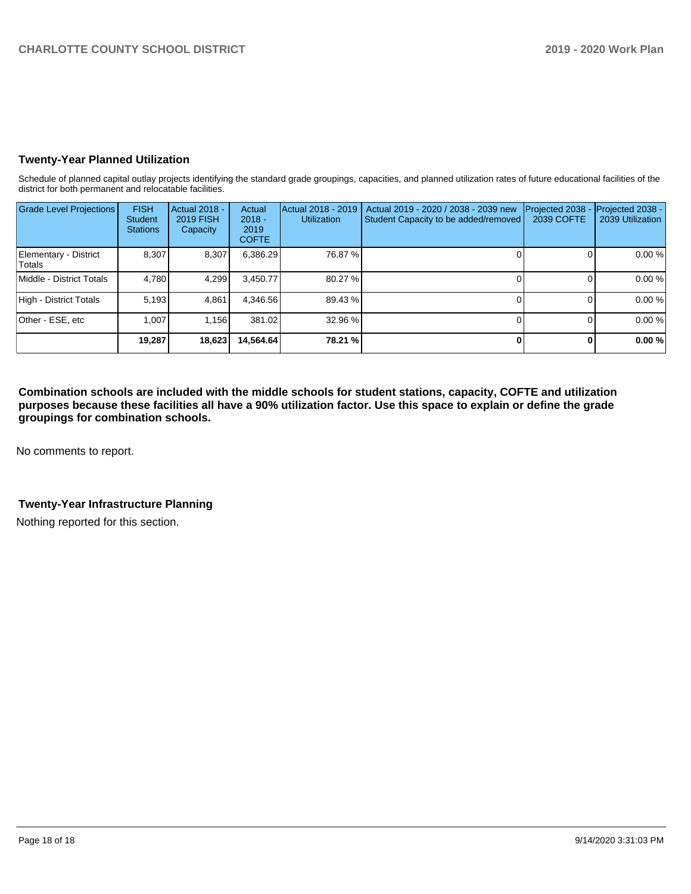## Twenty-Year Planned Utilization

Schedule of planned capital outlay projects identifying the standard grade groupings, capacities, and planned utilization rates of future educational facilities of the district for both permanent and relocatable facilities.

| Grade Level Projections | FISH Student Stations | Actual 2018 - 2019 FISH Capacity | Actual 2018 - 2019 COFTE | Actual 2018 - 2019 Utilization | Actual 2019 - 2020 / 2038 - 2039 new Student Capacity to be added/removed | Projected 2038 - 2039 COFTE | Projected 2038 - 2039 Utilization |
|---|---|---|---|---|---|---|---|
| Elementary - District Totals | 8,307 | 8,307 | 6,386.29 | 76.87 % | 0 | 0 | 0.00 % |
| Middle - District Totals | 4,780 | 4,299 | 3,450.77 | 80.27 % | 0 | 0 | 0.00 % |
| High - District Totals | 5,193 | 4,861 | 4,346.56 | 89.43 % | 0 | 0 | 0.00 % |
| Other - ESE, etc | 1,007 | 1,156 | 381.02 | 32.96 % | 0 | 0 | 0.00 % |
| | **19,287** | **18,623** | **14,564.64** | **78.21 %** | **0** | **0** | **0.00 %** |

**Combination schools are included with the middle schools for student stations, capacity, COFTE and utilization purposes because these facilities all have a 90% utilization factor. Use this space to explain or define the grade groupings for combination schools.**

No comments to report.

## Twenty-Year Infrastructure Planning

Nothing reported for this section.